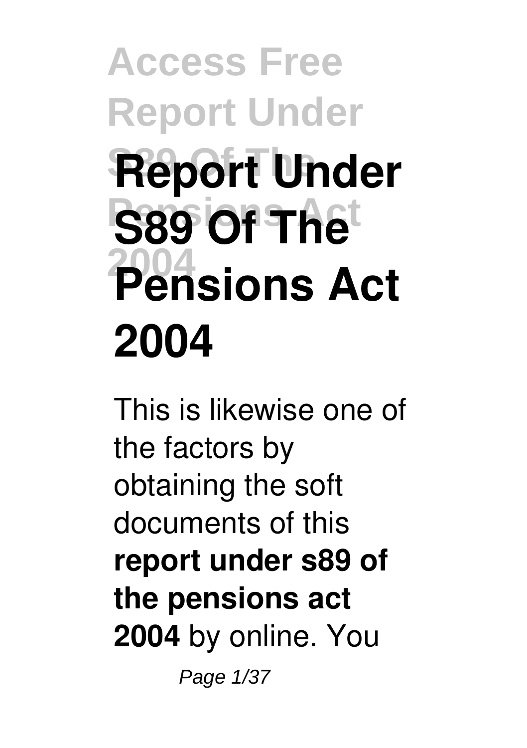# Report Under S89 Of The Pensions Act 2004

This is likewise one of the factors by obtaining the soft documents of this **report under s89 of the pensions act 2004** by online. You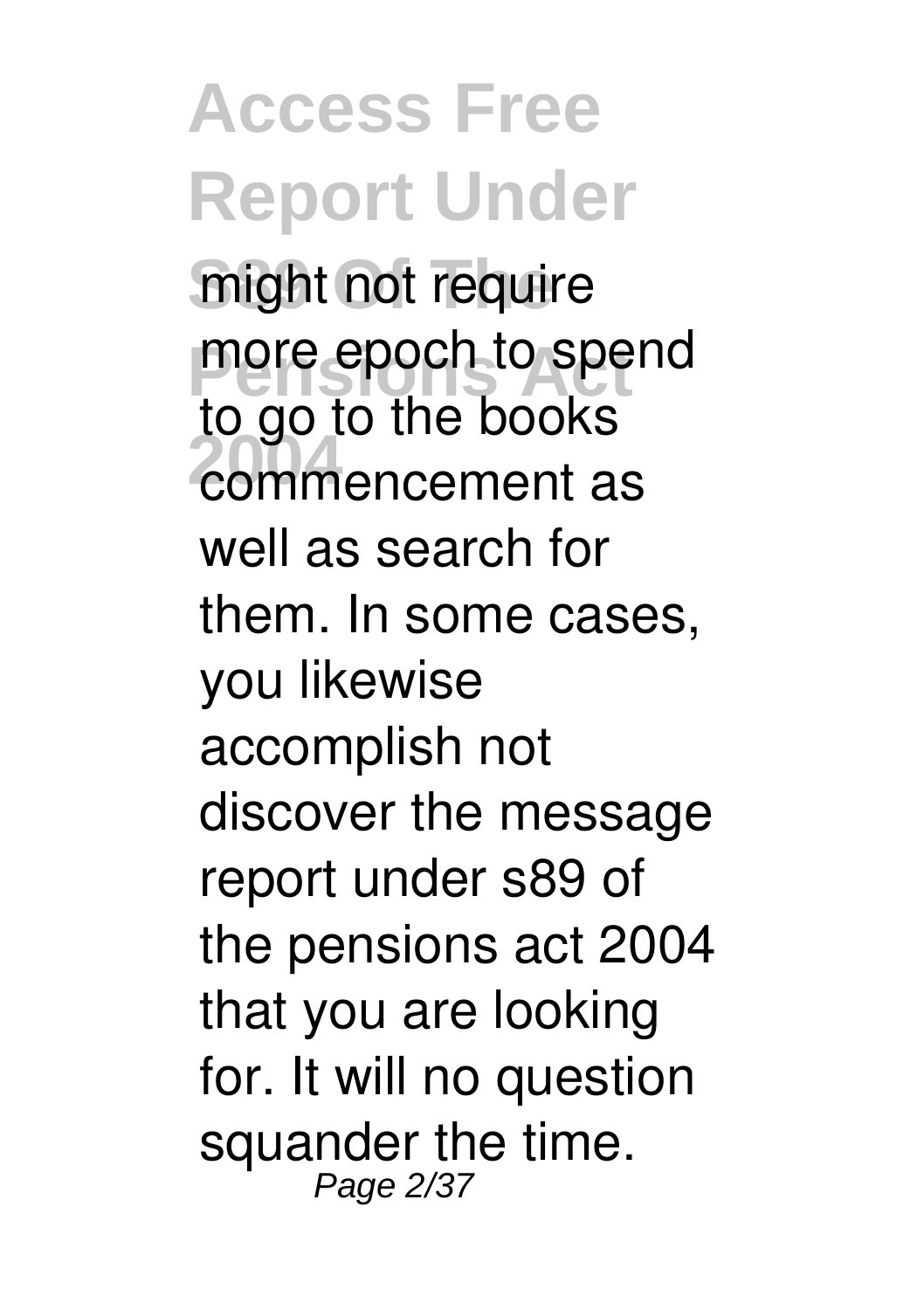might not require more epoch to spend to go to the books commencement as well as search for them. In some cases, you likewise accomplish not discover the message report under s89 of the pensions act 2004 that you are looking for. It will no question squander the time.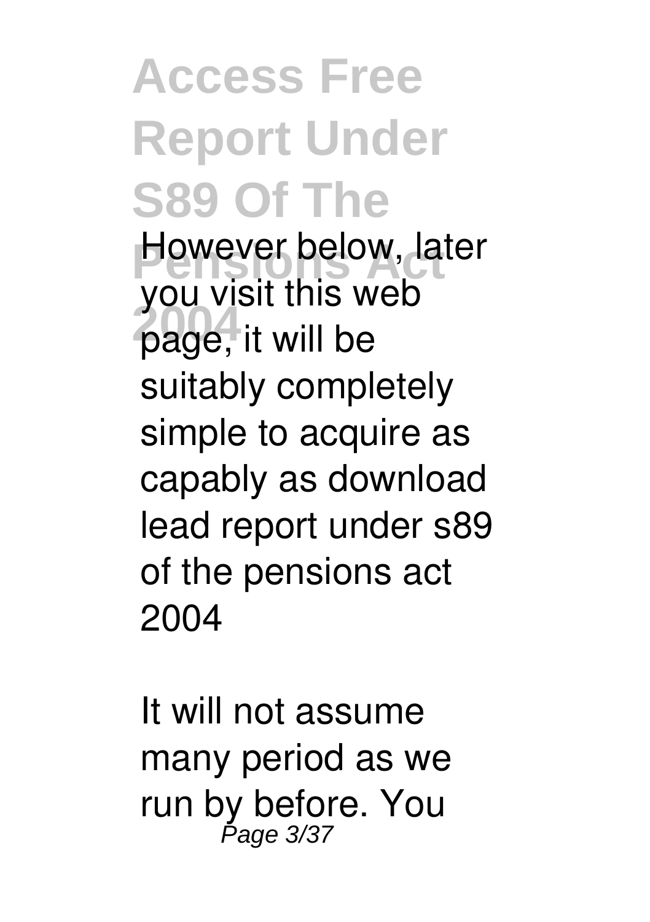However below, later you visit this web page, it will be suitably completely simple to acquire as capably as download lead report under s89 of the pensions act 2004

It will not assume many period as we run by before. You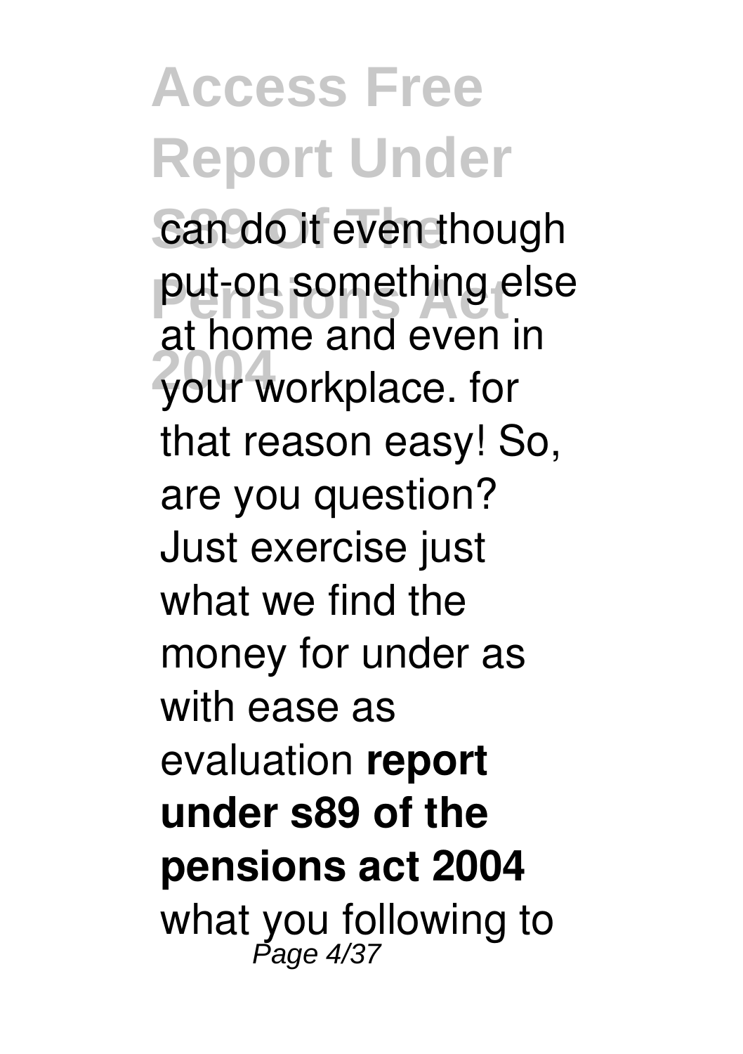can do it even though put-on something else at home and even in your workplace. for that reason easy! So, are you question? Just exercise just what we find the money for under as with ease as evaluation **report under s89 of the pensions act 2004** what you following to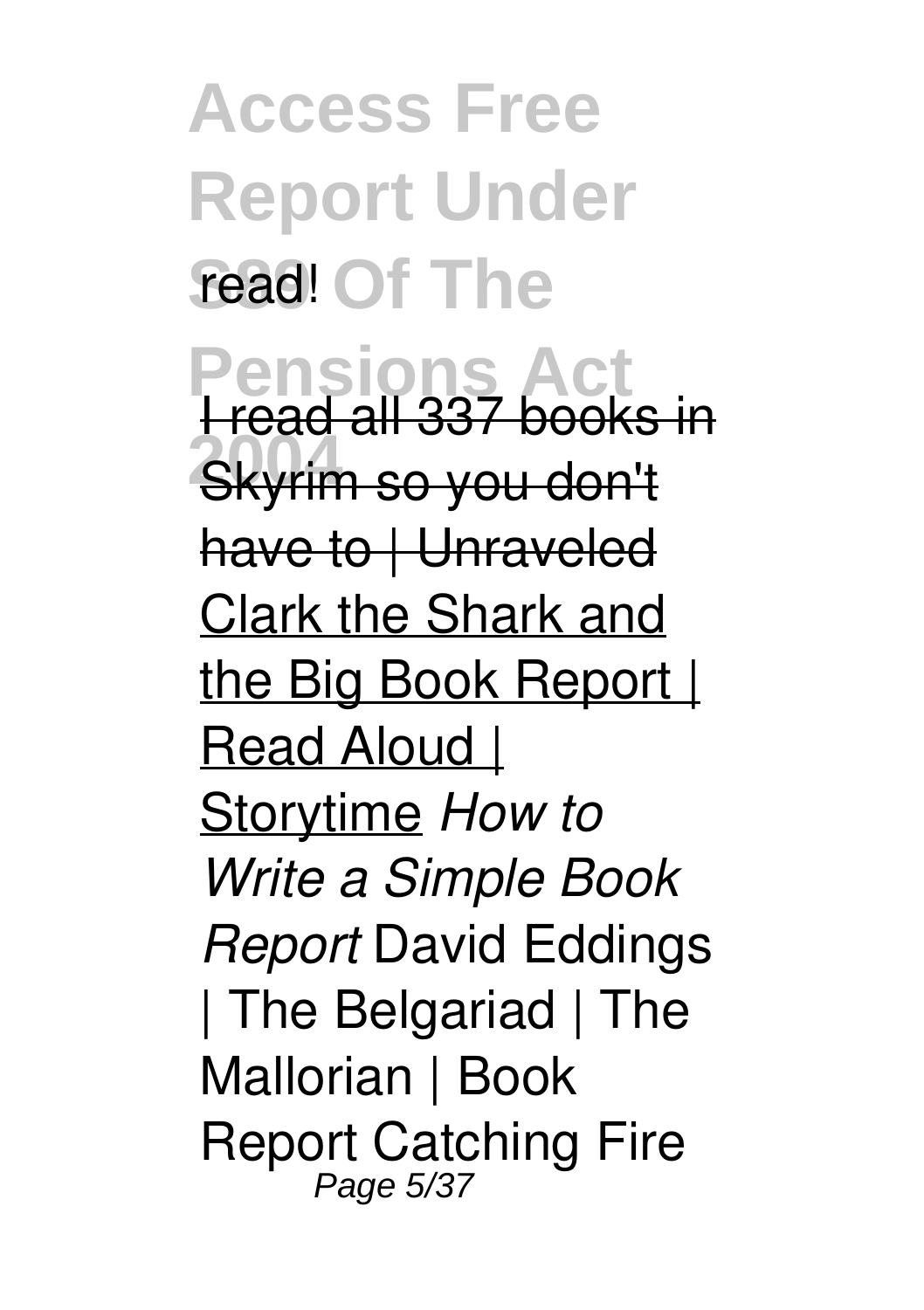read!

I read all 337 books in Skyrim so you don't have to | Unraveled Clark the Shark and the Big Book Report | Read Aloud | Storytime *How to Write a Simple Book Report* David Eddings | The Belgariad | The Mallorian | Book Report Catching Fire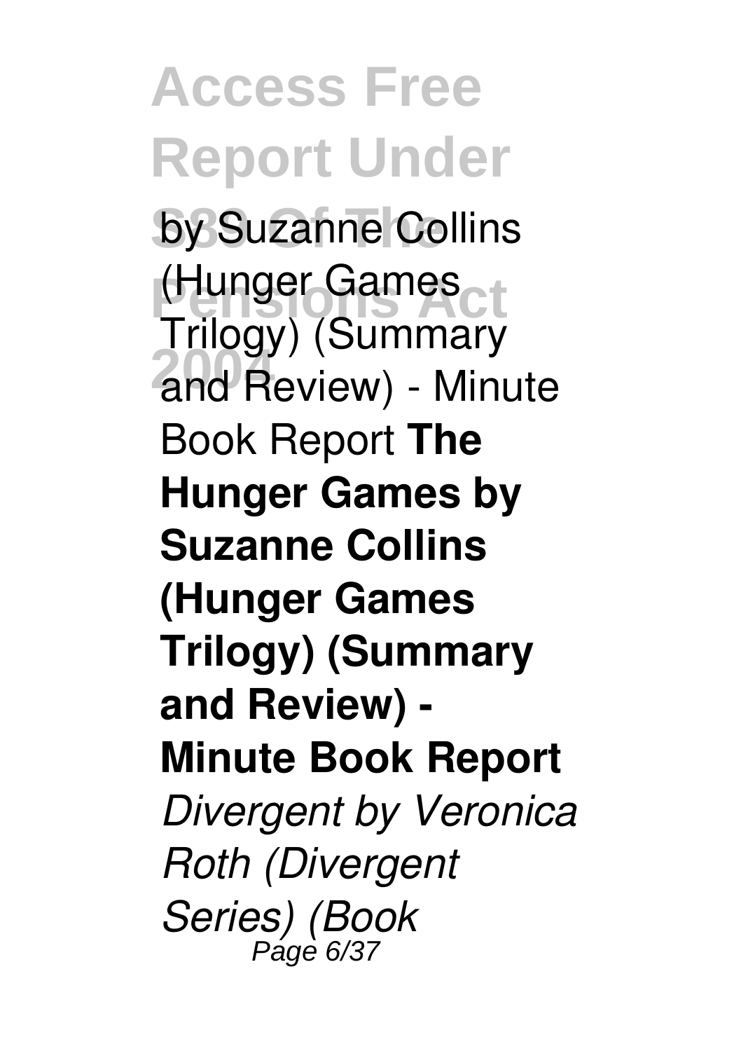by Suzanne Collins (Hunger Games Trilogy) (Summary and Review) - Minute Book Report **The Hunger Games by Suzanne Collins (Hunger Games Trilogy) (Summary and Review) - Minute Book Report** *Divergent by Veronica Roth (Divergent Series) (Book*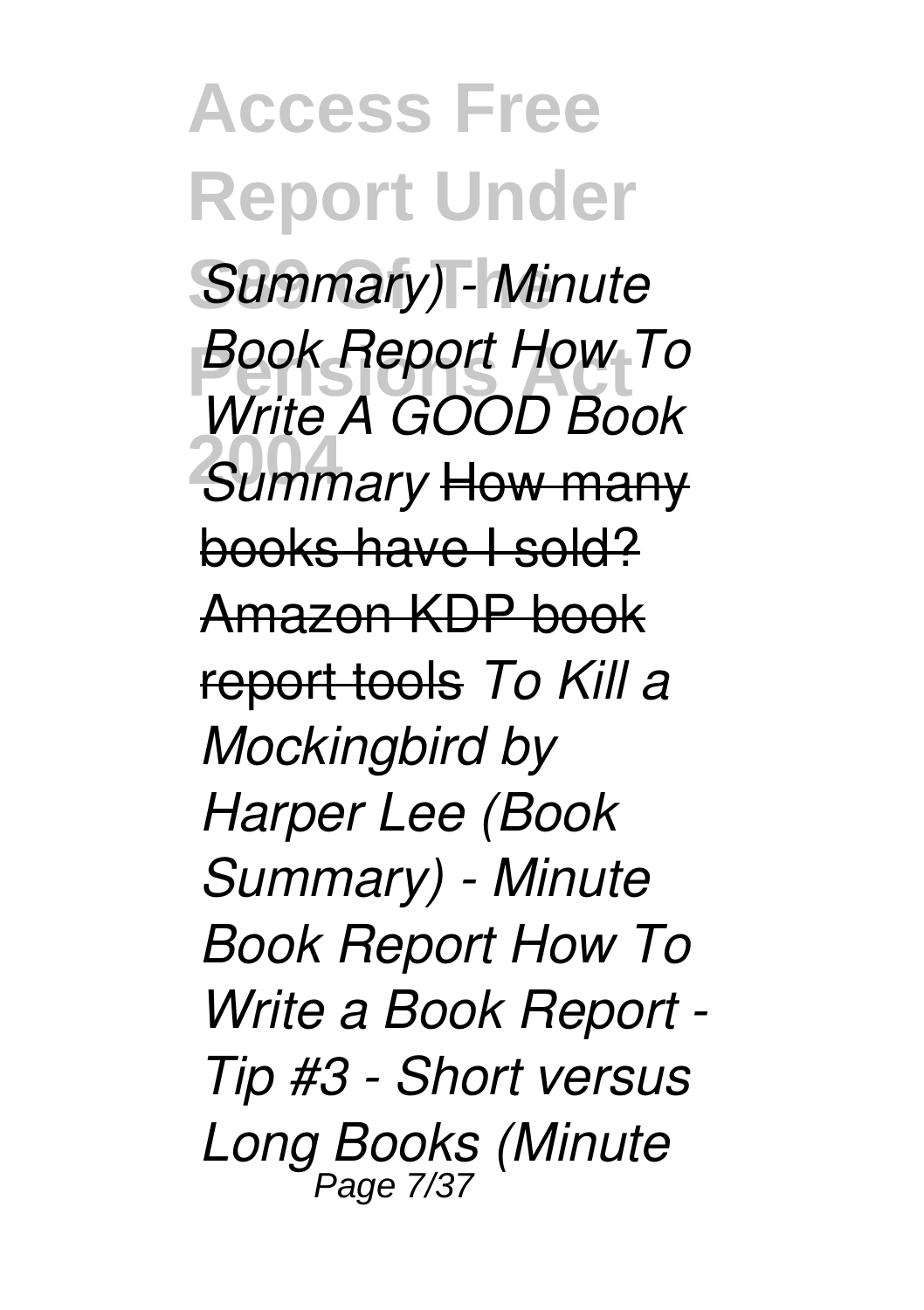*Summary) - Minute Book Report How To Write A GOOD Book Summary* How many books have I sold? Amazon KDP book report tools *To Kill a Mockingbird by Harper Lee (Book Summary) - Minute Book Report How To Write a Book Report - Tip #3 - Short versus Long Books (Minute*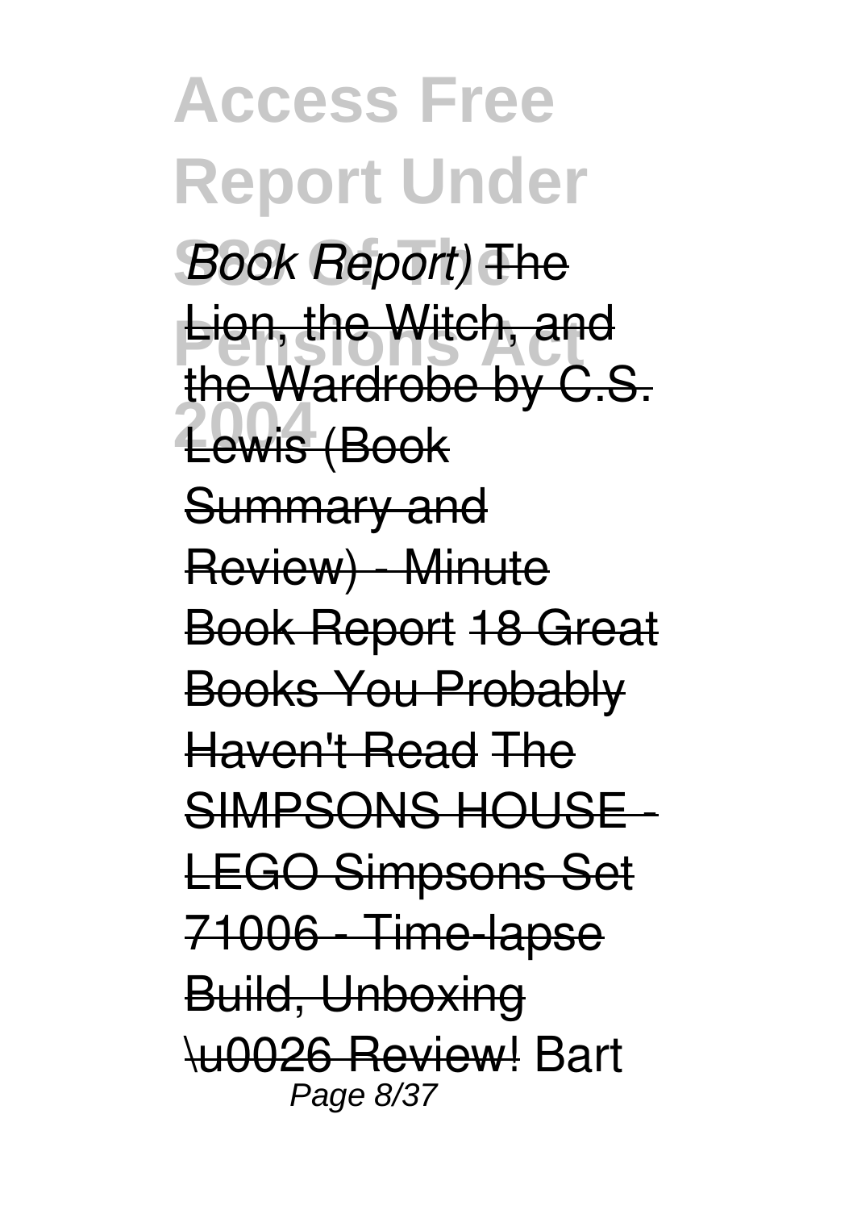*Book Report)* ~~The Lion, the Witch, and the Wardrobe by C.S. Lewis (Book Summary and Review) - Minute Book Report~~ ~~18 Great Books You Probably Haven't Read~~ ~~The SIMPSONS HOUSE - LEGO Simpsons Set 71006 - Time-lapse Build, Unboxing \u0026 Review!~~ Bart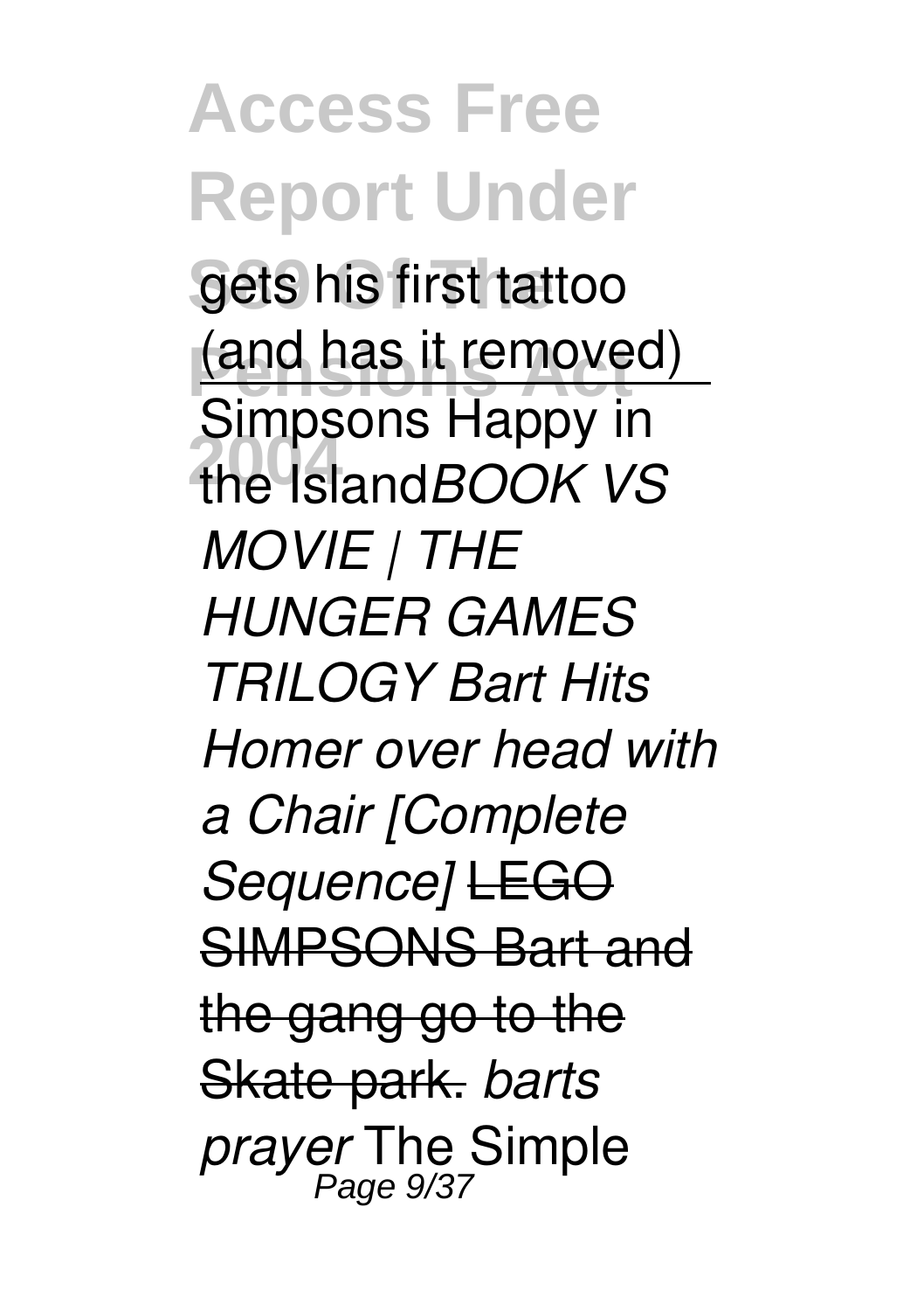gets his first tattoo (and has it removed) Simpsons Happy in the Island*BOOK VS MOVIE | THE HUNGER GAMES TRILOGY Bart Hits Homer over head with a Chair [Complete Sequence]* ~~LEGO SIMPSONS Bart and the gang go to the Skate park.~~ *barts prayer* The Simple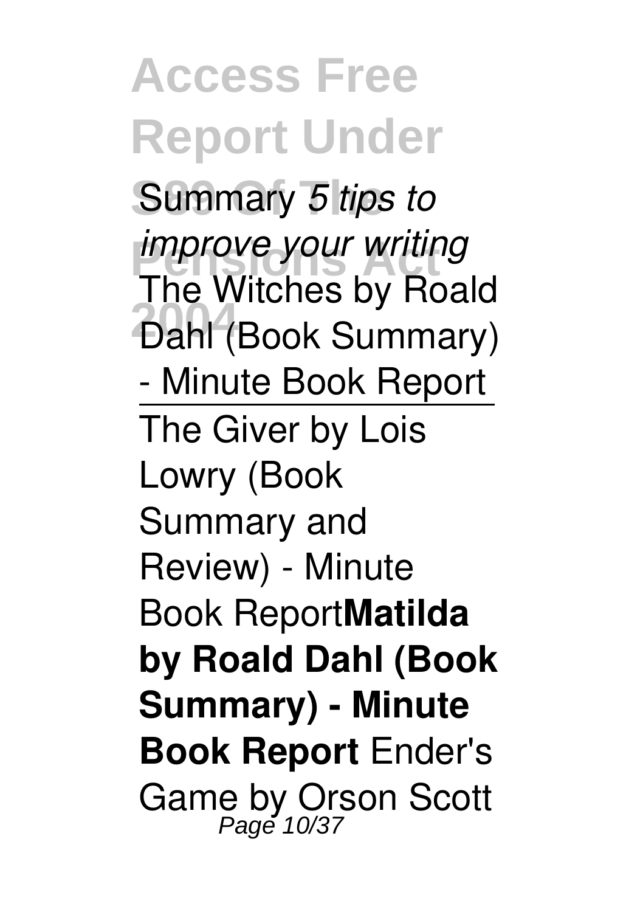Summary *5 tips to improve your writing* The Witches by Roald Dahl (Book Summary) - Minute Book Report

---

The Giver by Lois Lowry (Book Summary and Review) - Minute Book Report**Matilda by Roald Dahl (Book Summary) - Minute Book Report** Ender's Game by Orson Scott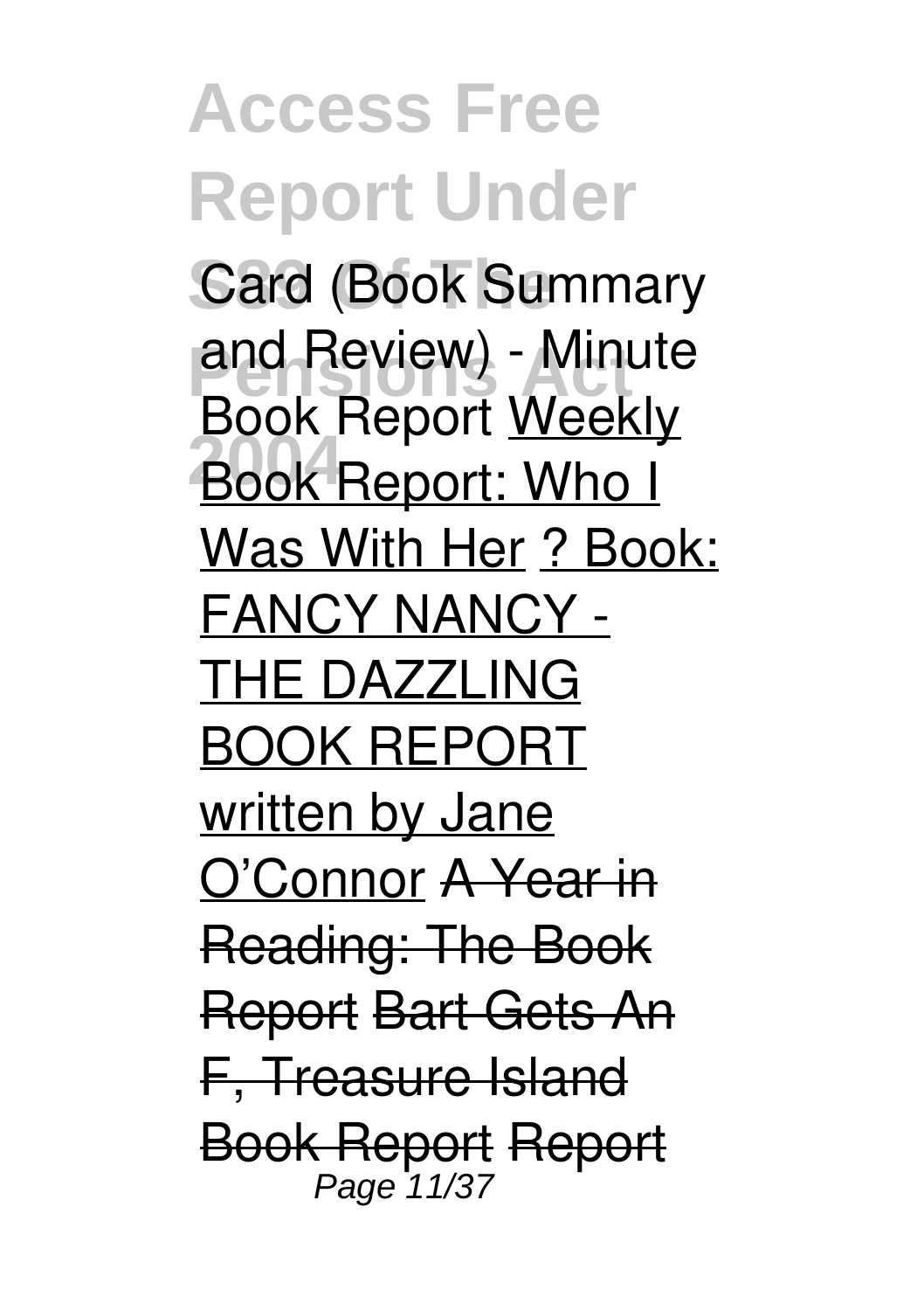Card (Book Summary and Review) - Minute Book Report Weekly Book Report: Who I Was With Her ? Book: FANCY NANCY - THE DAZZLING BOOK REPORT written by Jane O'Connor ~~A Year in Reading: The Book Report~~ ~~Bart Gets An F, Treasure Island Book Report~~ ~~Report~~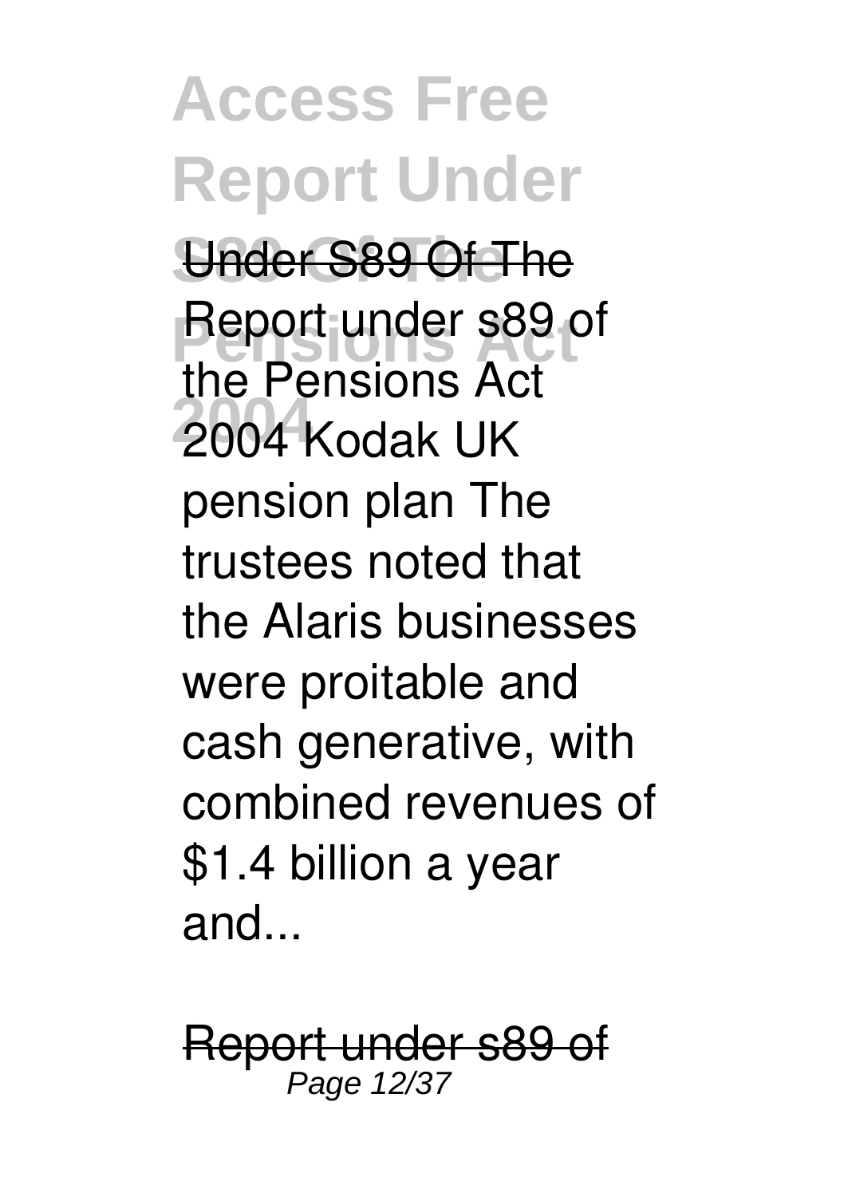Under S89 Of The

Report under s89 of the Pensions Act 2004 Kodak UK pension plan The trustees noted that the Alaris businesses were proitable and cash generative, with combined revenues of $1.4 billion a year and...

Report under s89 of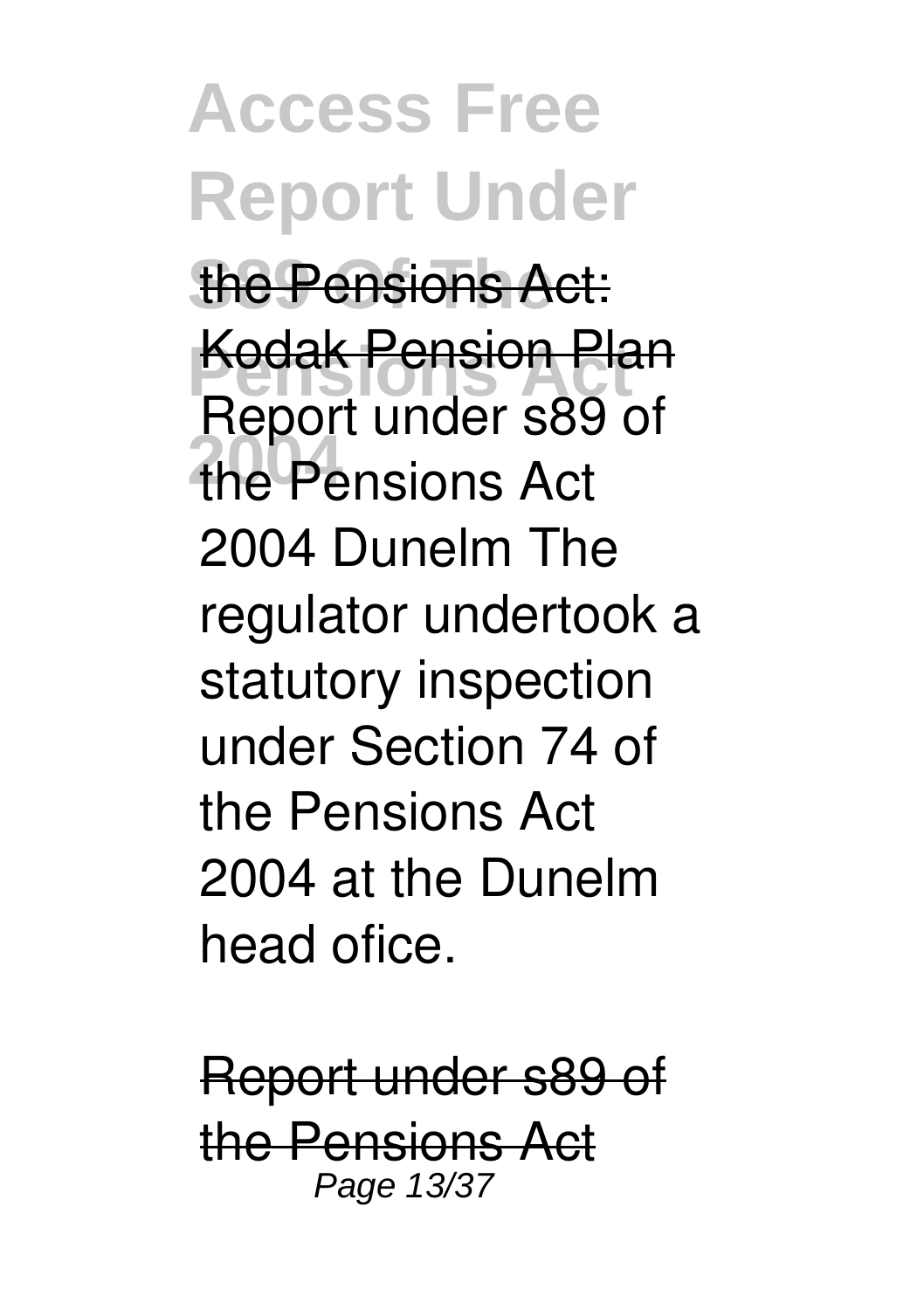the Pensions Act: Kodak Pension Plan

Report under s89 of the Pensions Act 2004 Dunelm The regulator undertook a statutory inspection under Section 74 of the Pensions Act 2004 at the Dunelm head ofice.

Report under s89 of the Pensions Act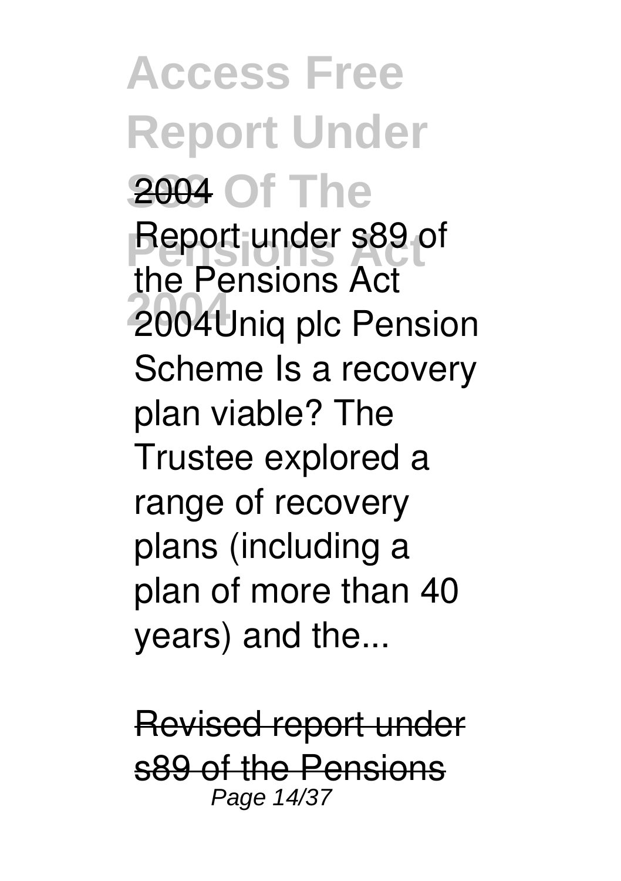2004

Report under s89 of the Pensions Act 2004Uniq plc Pension Scheme Is a recovery plan viable? The Trustee explored a range of recovery plans (including a plan of more than 40 years) and the...

Revised report under s89 of the Pensions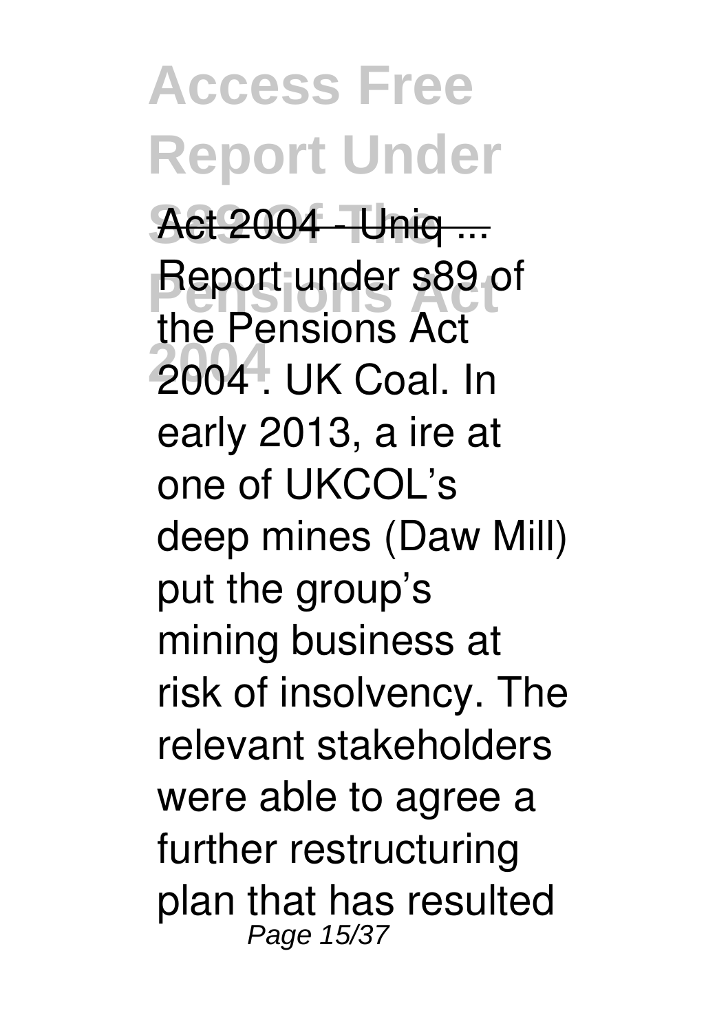Act 2004 - Uniq ...

Report under s89 of the Pensions Act 2004 . UK Coal. In early 2013, a ire at one of UKCOL's deep mines (Daw Mill) put the group's mining business at risk of insolvency. The relevant stakeholders were able to agree a further restructuring plan that has resulted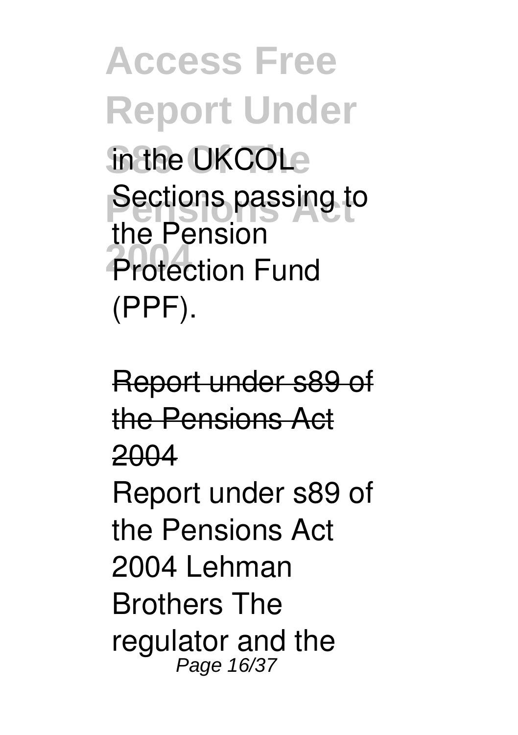in the UKCOL Sections passing to the Pension Protection Fund (PPF).

Report under s89 of the Pensions Act 2004

Report under s89 of the Pensions Act 2004 Lehman Brothers The regulator and the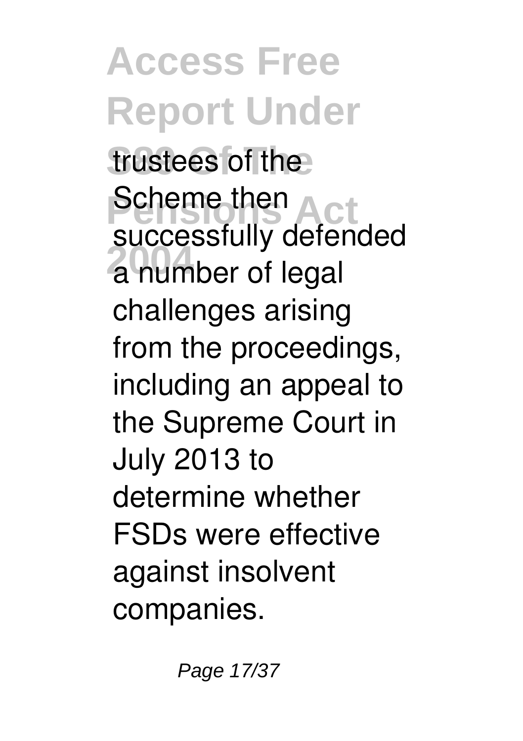trustees of the Scheme then successfully defended a number of legal challenges arising from the proceedings, including an appeal to the Supreme Court in July 2013 to determine whether FSDs were effective against insolvent companies.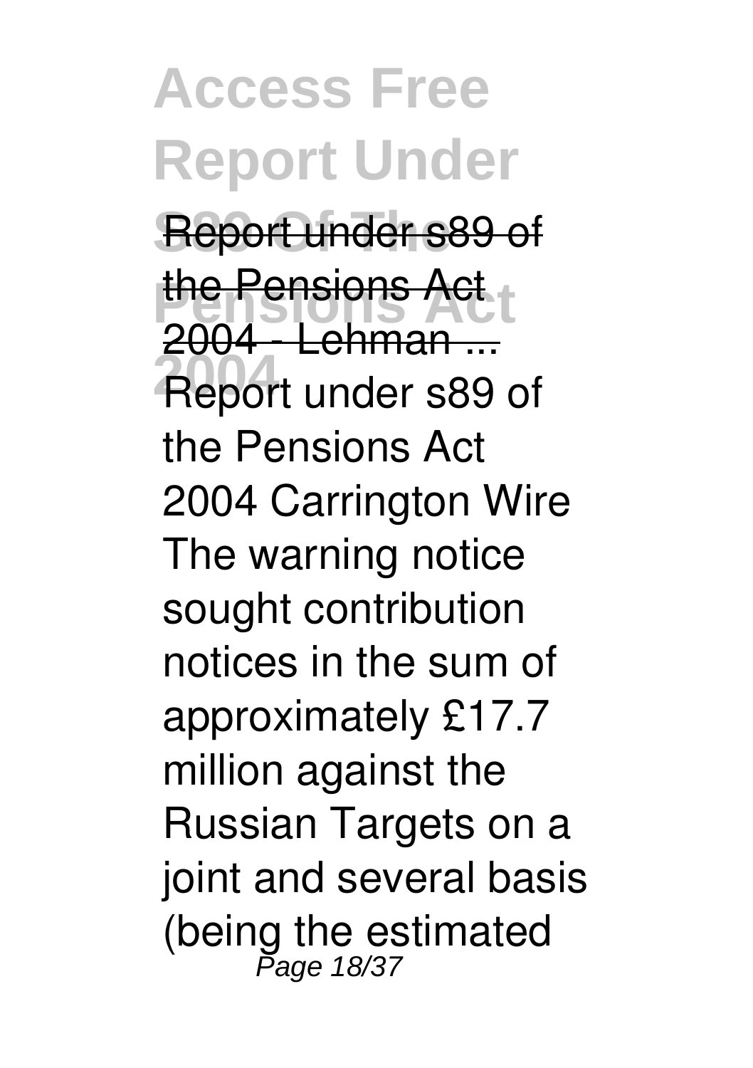Report under s89 of the Pensions Act 2004 - Lehman ...

Report under s89 of the Pensions Act 2004 Carrington Wire The warning notice sought contribution notices in the sum of approximately £17.7 million against the Russian Targets on a joint and several basis (being the estimated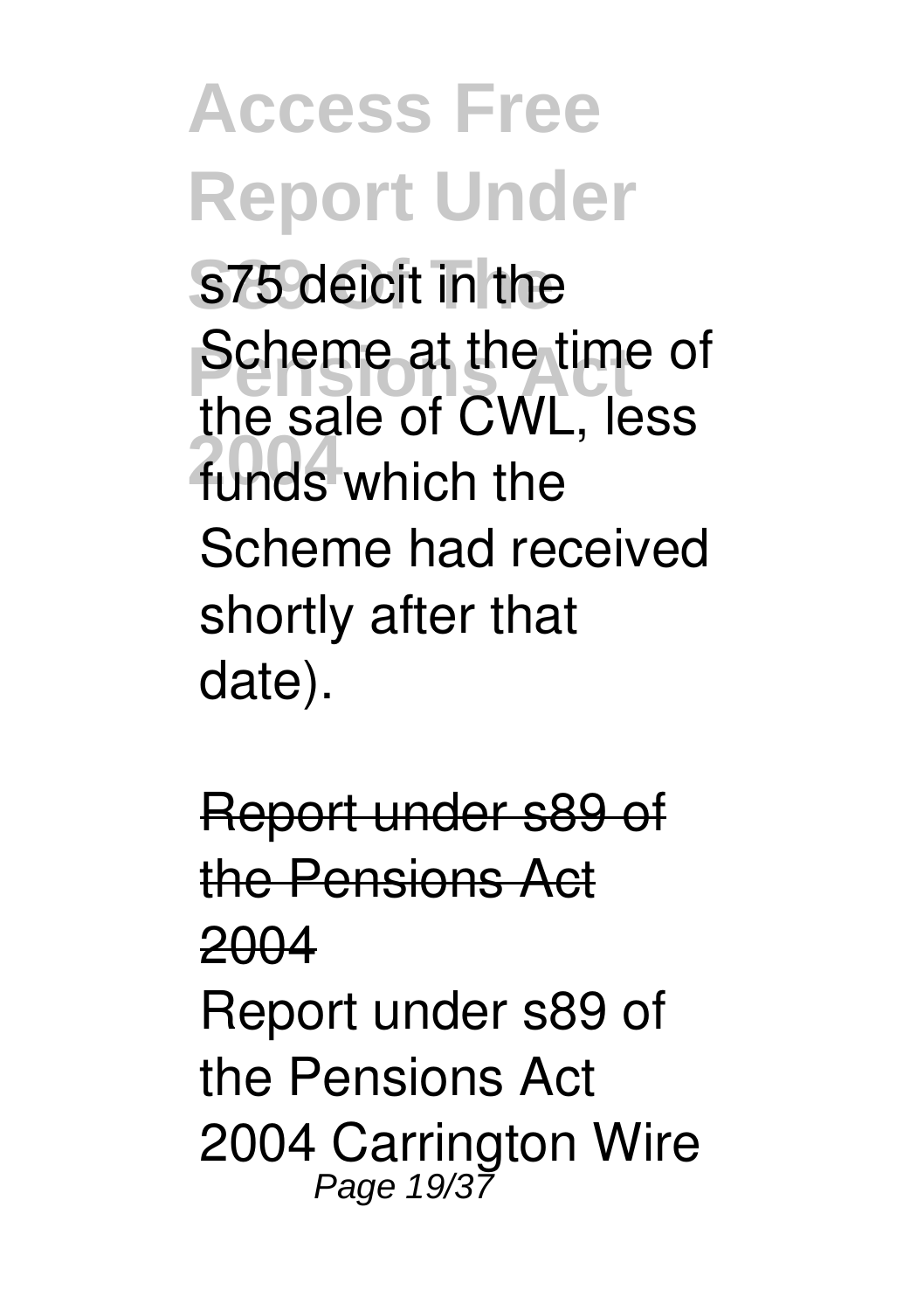s75 deicit in the Scheme at the time of the sale of CWL, less funds which the Scheme had received shortly after that date).

Report under s89 of the Pensions Act 2004

Report under s89 of the Pensions Act 2004 Carrington Wire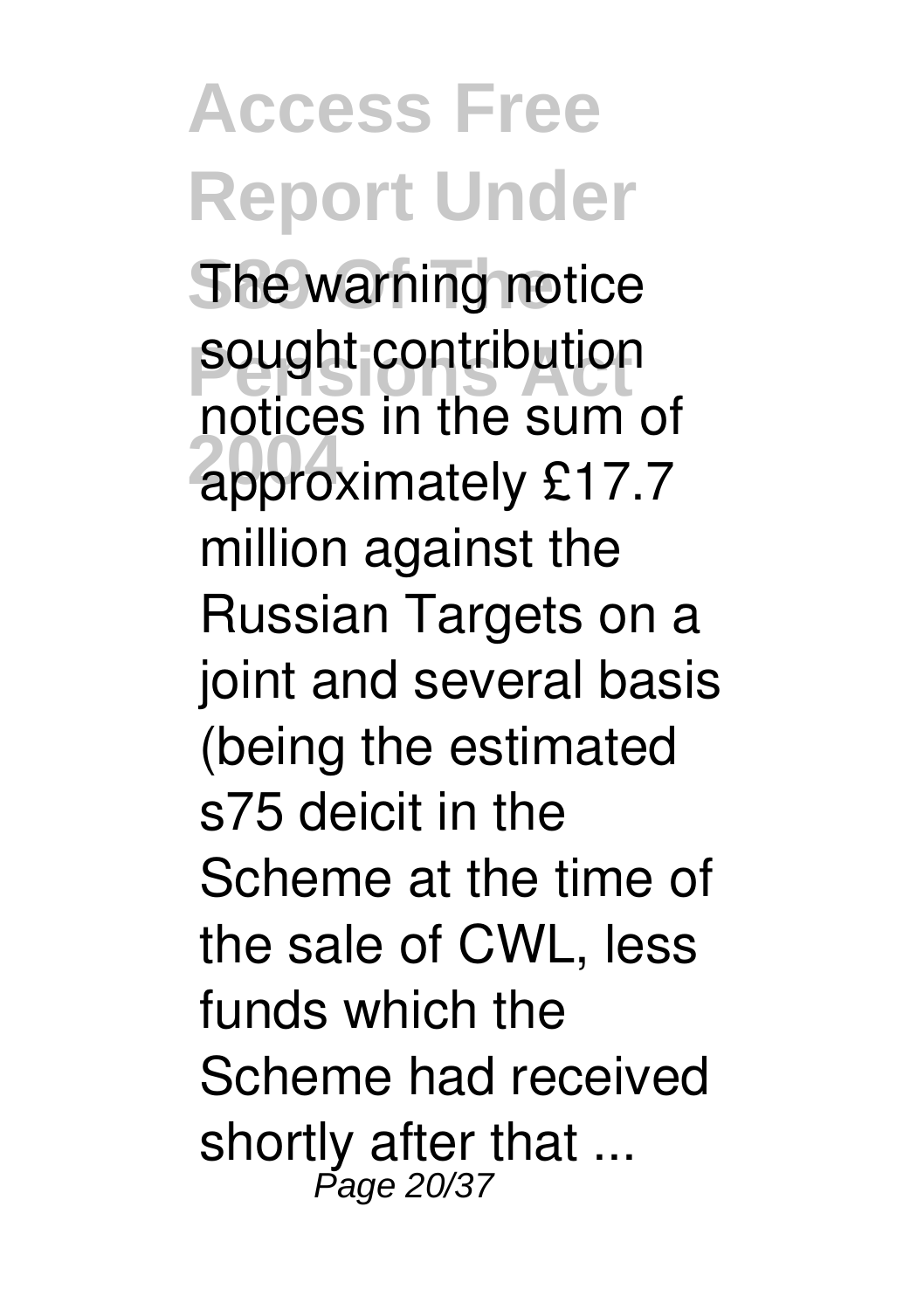The warning notice sought contribution notices in the sum of approximately £17.7 million against the Russian Targets on a joint and several basis (being the estimated s75 deicit in the Scheme at the time of the sale of CWL, less funds which the Scheme had received shortly after that ...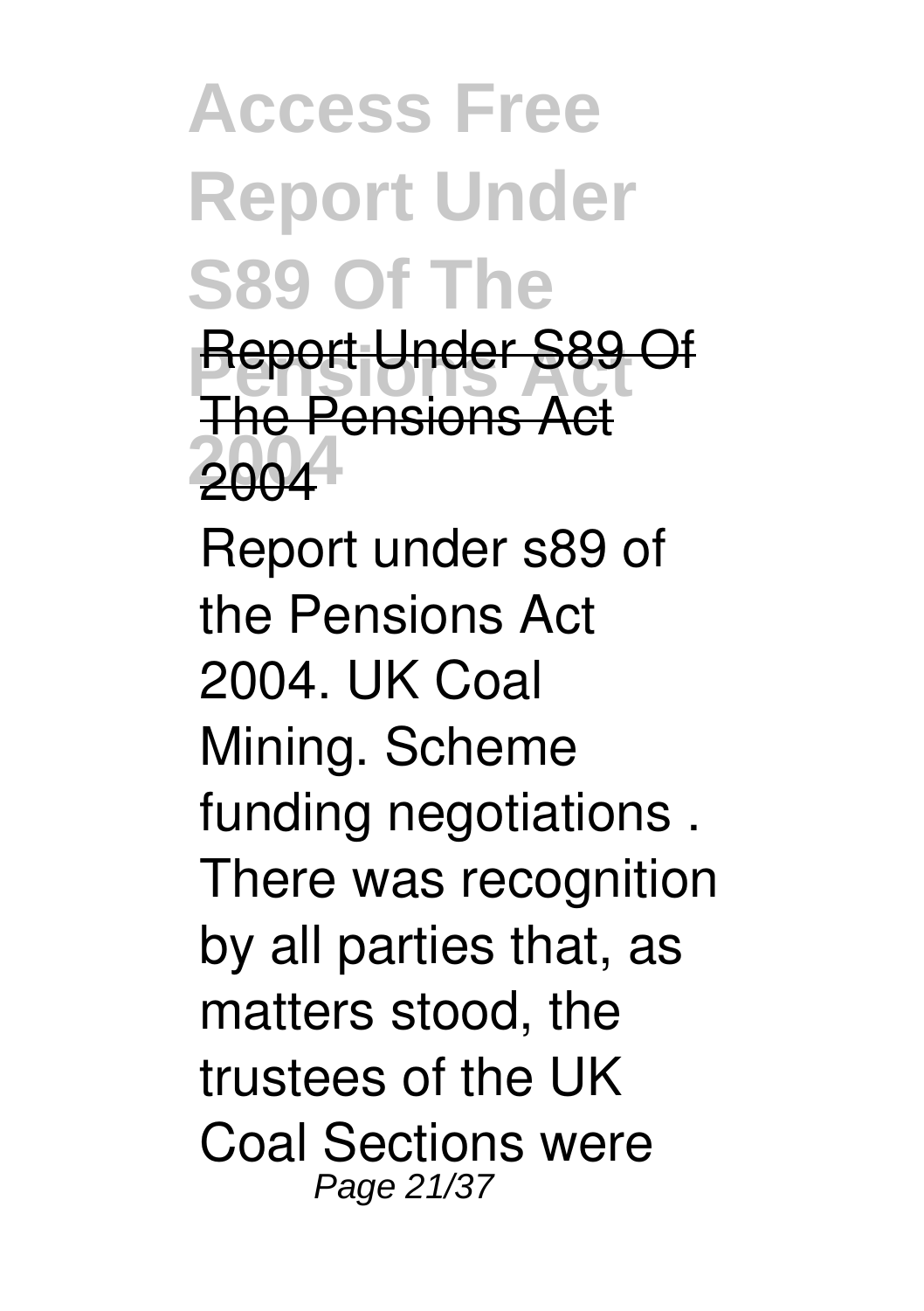Report Under S89 Of The Pensions Act 2004

Report under s89 of the Pensions Act 2004. UK Coal Mining. Scheme funding negotiations . There was recognition by all parties that, as matters stood, the trustees of the UK Coal Sections were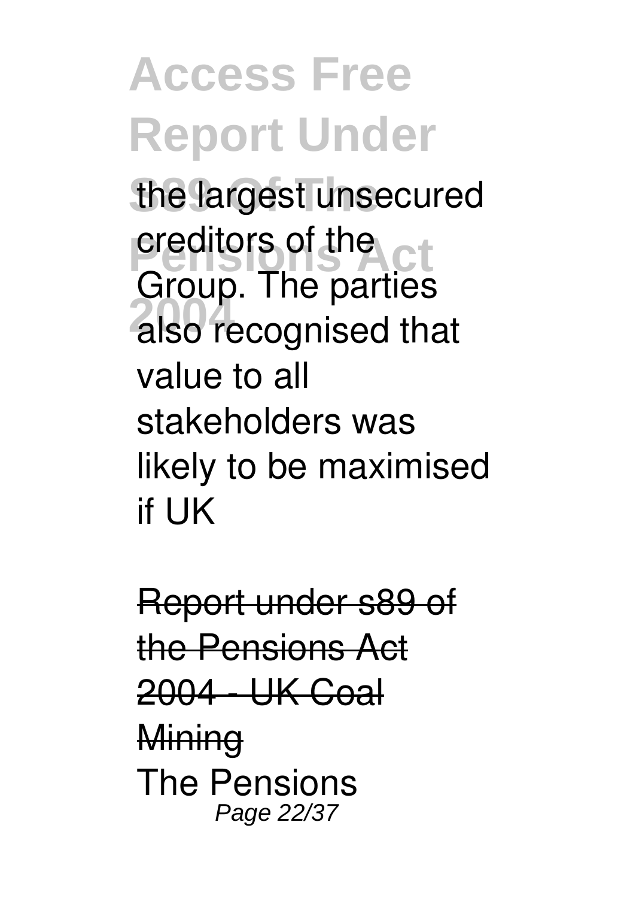the largest unsecured creditors of the Group. The parties also recognised that value to all stakeholders was likely to be maximised if UK

Report under s89 of the Pensions Act 2004 - UK Coal Mining

The Pensions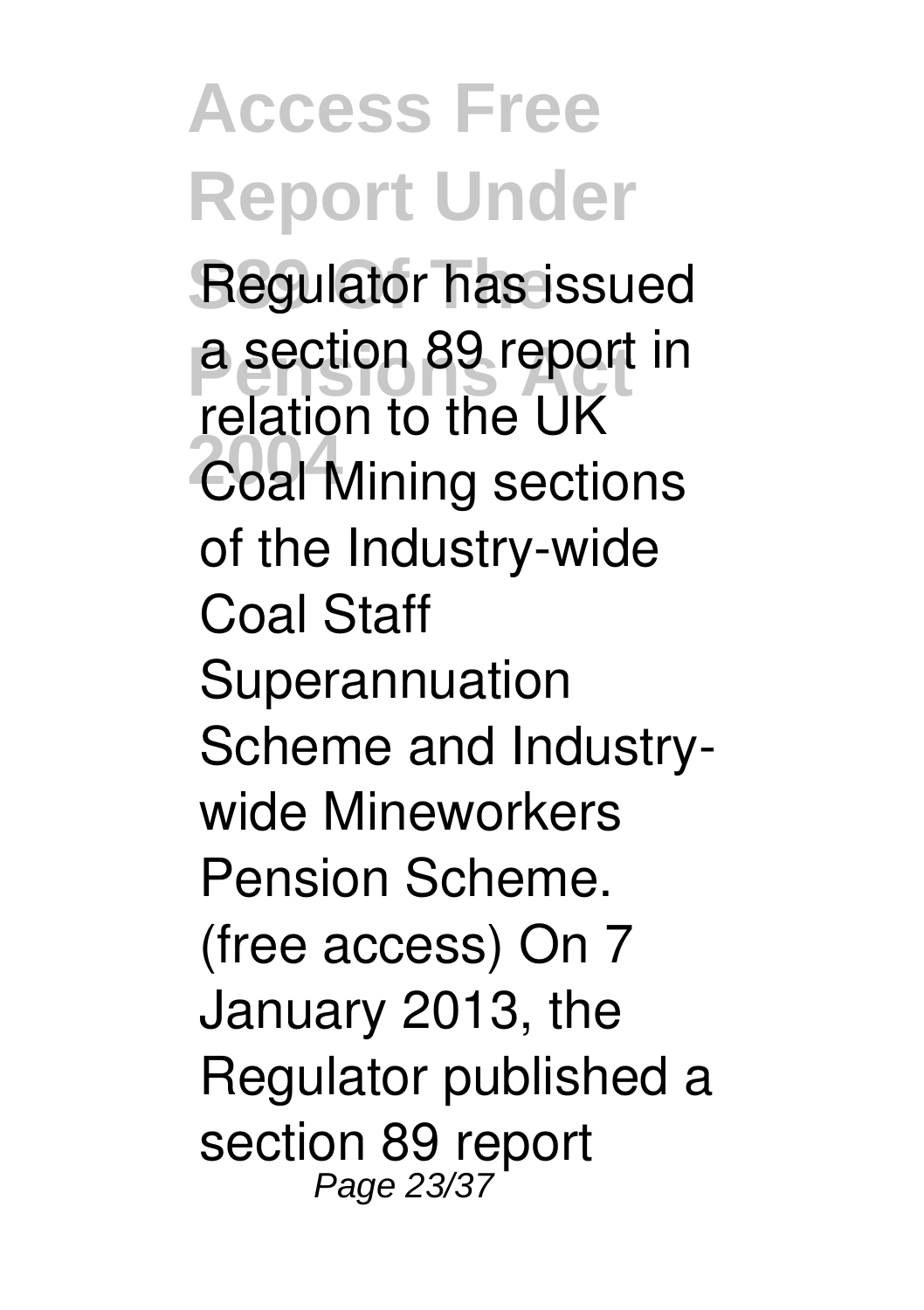Regulator has issued a section 89 report in relation to the UK Coal Mining sections of the Industry-wide Coal Staff Superannuation Scheme and Industry-wide Mineworkers Pension Scheme. (free access) On 7 January 2013, the Regulator published a section 89 report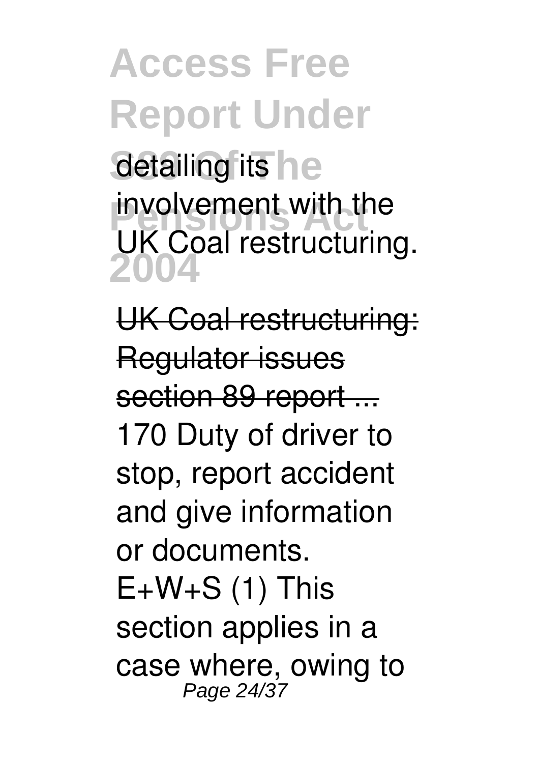detailing its involvement with the UK Coal restructuring.

UK Coal restructuring: Regulator issues section 89 report ...

170 Duty of driver to stop, report accident and give information or documents. E+W+S (1) This section applies in a case where, owing to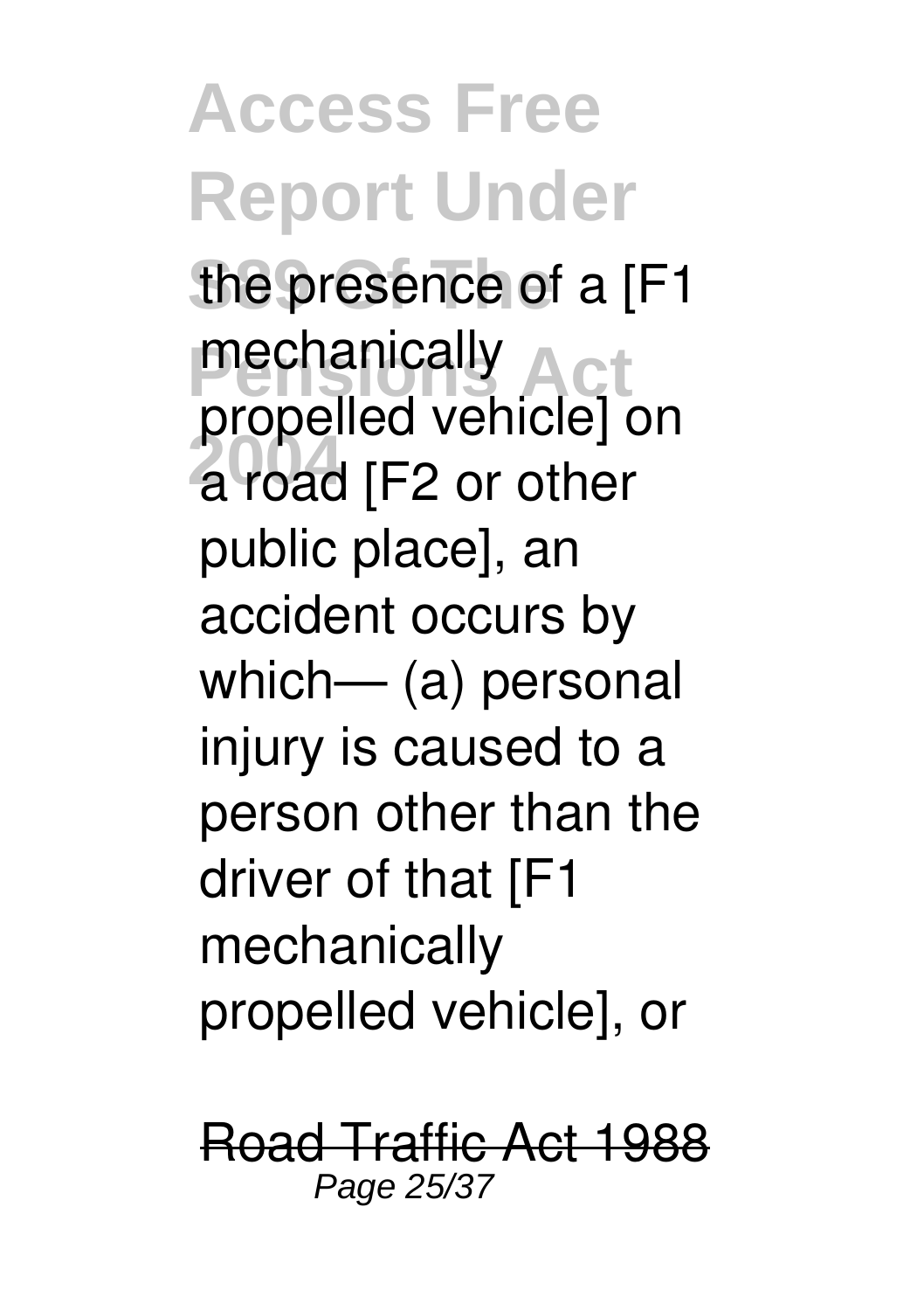the presence of a [F1 mechanically propelled vehicle] on a road [F2 or other public place], an accident occurs by which— (a) personal injury is caused to a person other than the driver of that [F1 mechanically propelled vehicle], or

Road Traffic Act 1988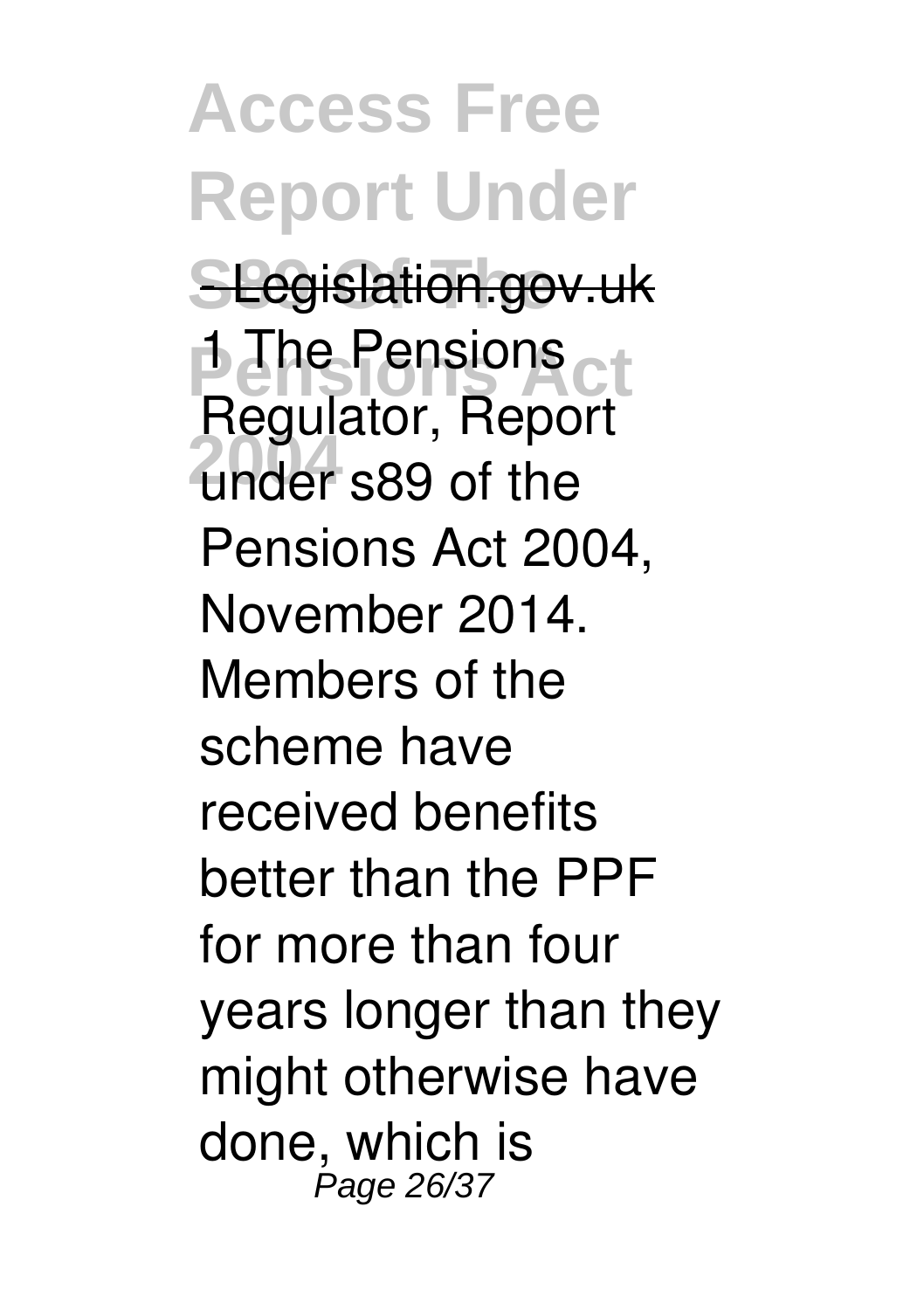- Legislation.gov.uk

1 The Pensions Regulator, Report under s89 of the Pensions Act 2004, November 2014. Members of the scheme have received benefits better than the PPF for more than four years longer than they might otherwise have done, which is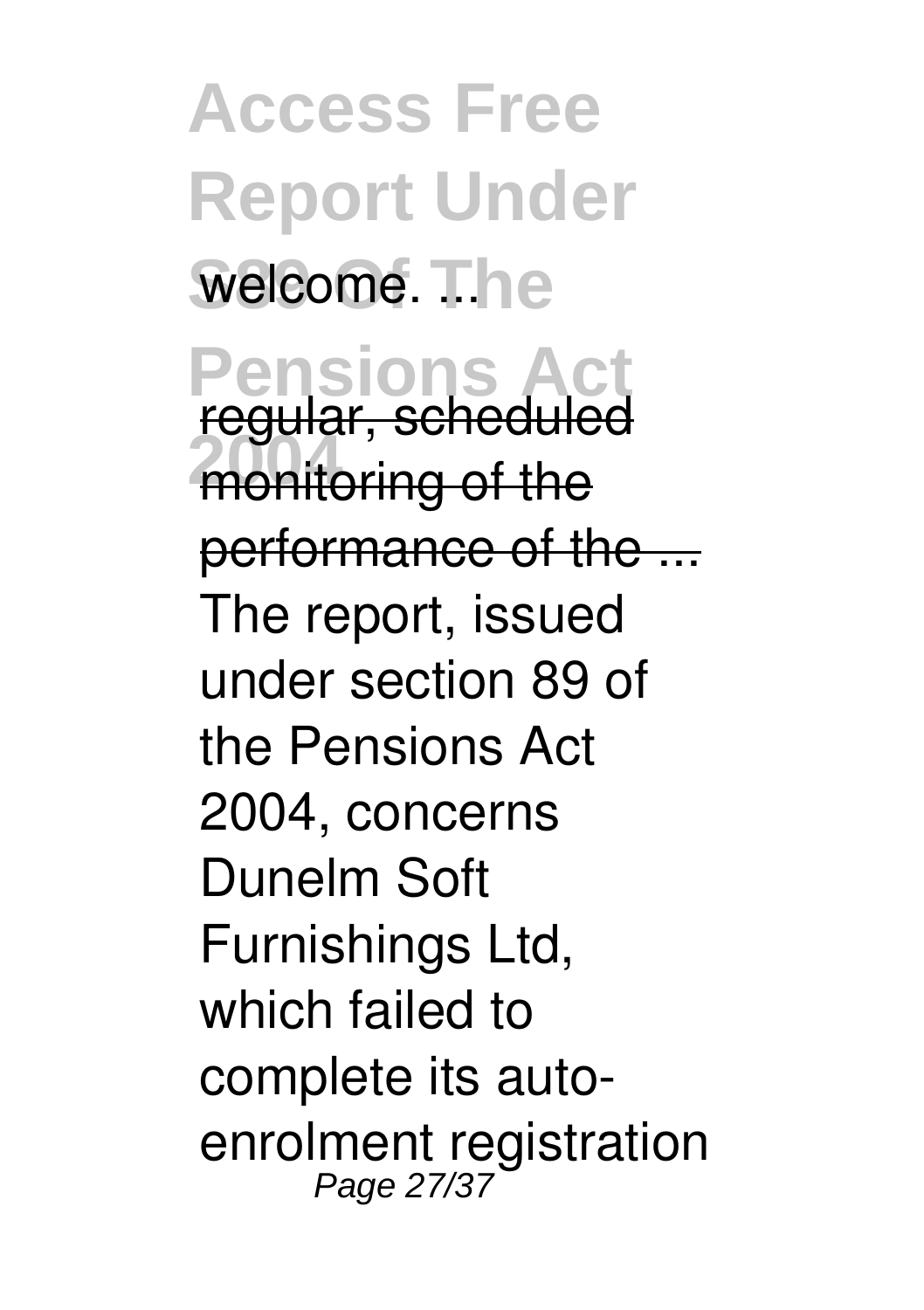welcome. ...

regular, scheduled monitoring of the performance of the ...

The report, issued under section 89 of the Pensions Act 2004, concerns Dunelm Soft Furnishings Ltd, which failed to complete its auto-enrolment registration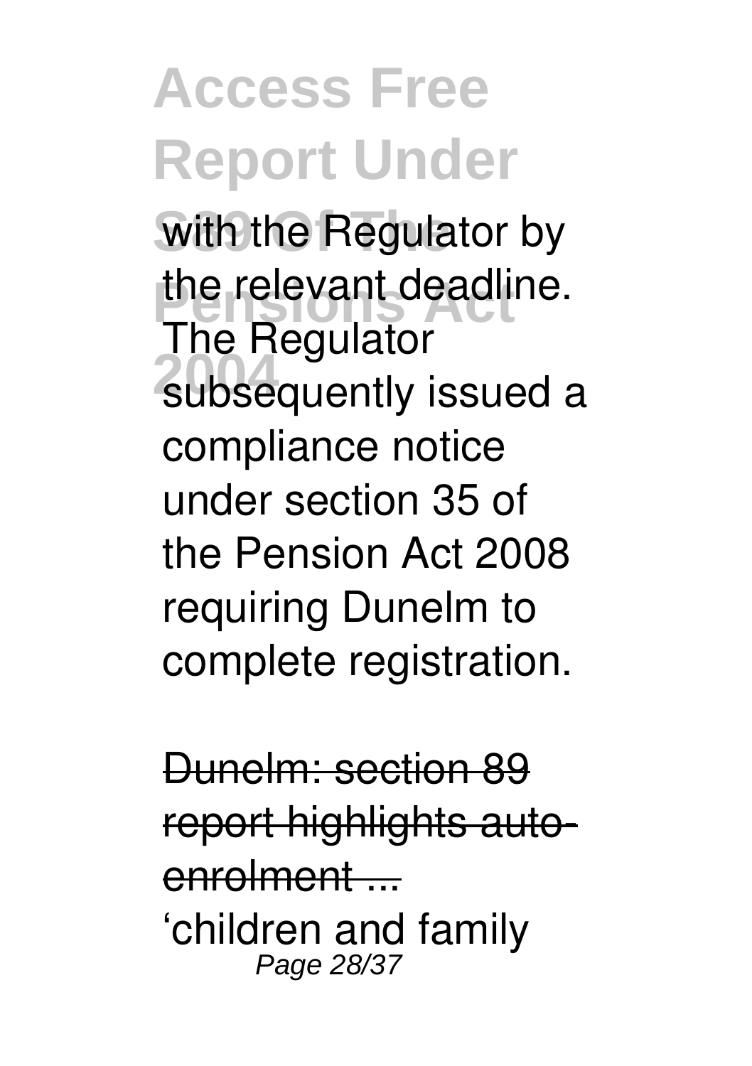with the Regulator by the relevant deadline. The Regulator subsequently issued a compliance notice under section 35 of the Pension Act 2008 requiring Dunelm to complete registration.

Dunelm: section 89 report highlights auto-enrolment ...

'children and family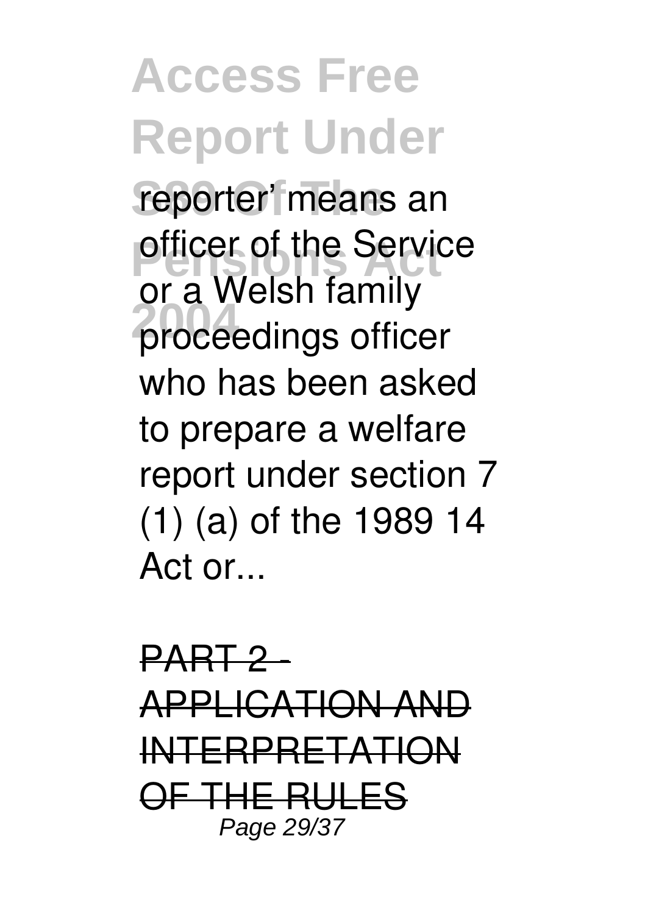reporter' means an officer of the Service or a Welsh family proceedings officer who has been asked to prepare a welfare report under section 7 (1) (a) of the 1989 14 Act or...

~~PART 2 - APPLICATION AND INTERPRETATION OF THE RULES~~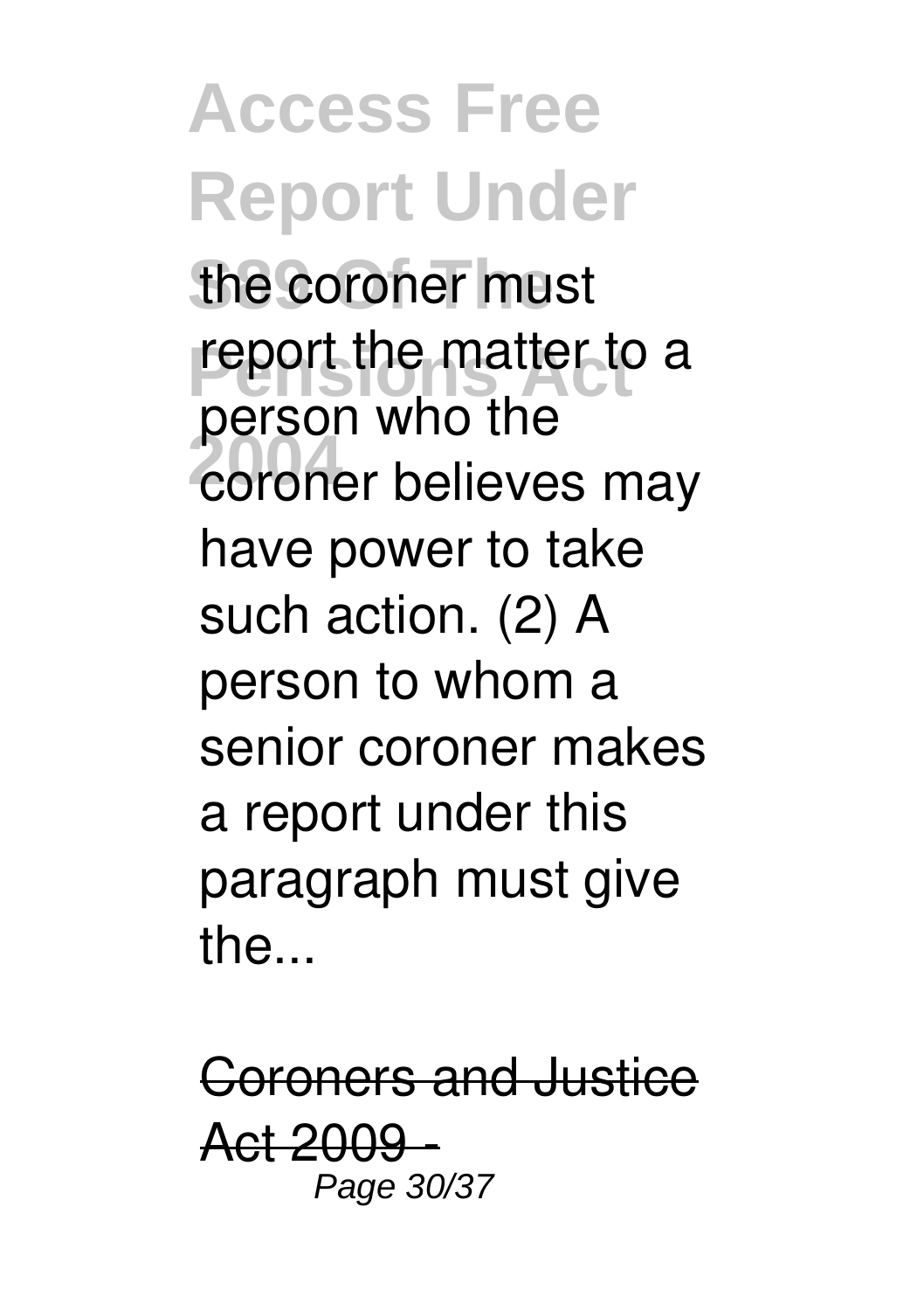the coroner must report the matter to a person who the coroner believes may have power to take such action. (2) A person to whom a senior coroner makes a report under this paragraph must give the...

Coroners and Justice Act 2009 -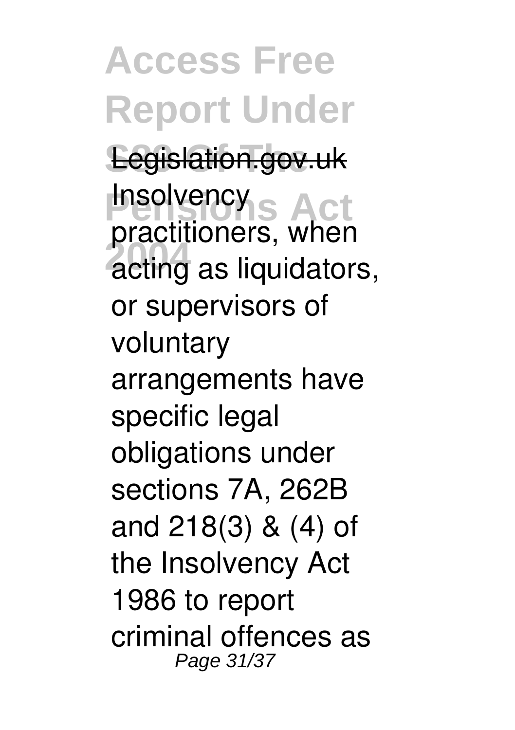Legislation.gov.uk

Insolvency practitioners, when acting as liquidators, or supervisors of voluntary arrangements have specific legal obligations under sections 7A, 262B and 218(3) & (4) of the Insolvency Act 1986 to report criminal offences as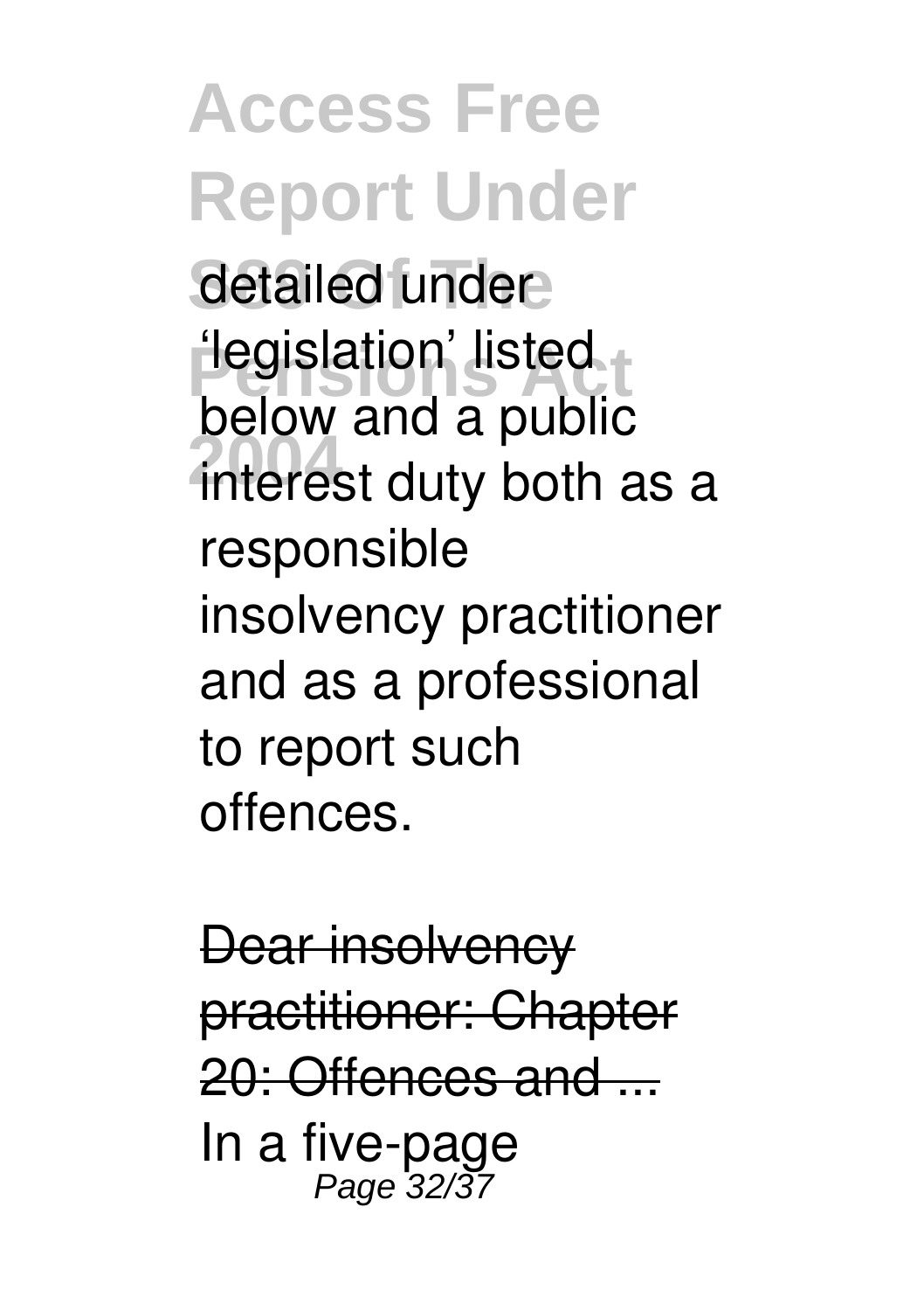detailed under 'legislation' listed below and a public interest duty both as a responsible insolvency practitioner and as a professional to report such offences.

Dear insolvency practitioner: Chapter 20: Offences and ...

In a five-page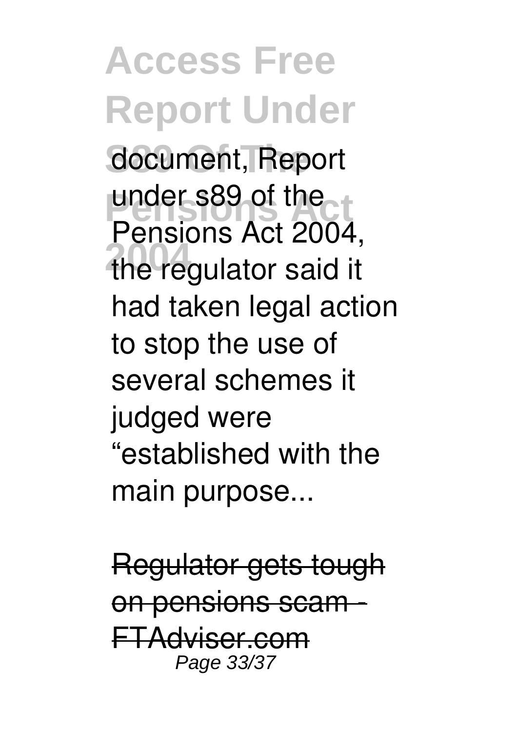document, Report under s89 of the Pensions Act 2004, the regulator said it had taken legal action to stop the use of several schemes it judged were "established with the main purpose...

Regulator gets tough on pensions scam - FTAdviser.com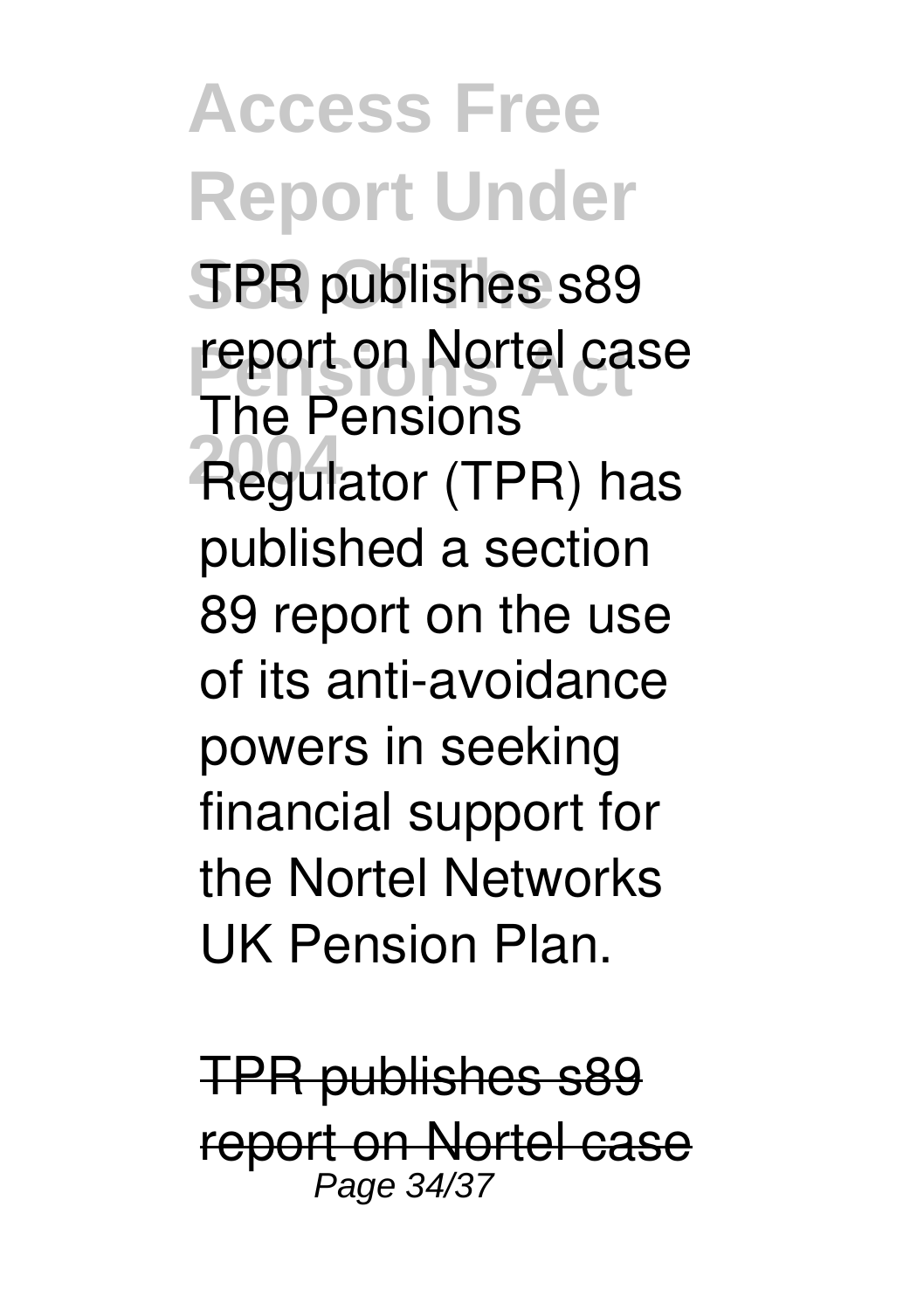TPR publishes s89 report on Nortel case

The Pensions Regulator (TPR) has published a section 89 report on the use of its anti-avoidance powers in seeking financial support for the Nortel Networks UK Pension Plan.

TPR publishes s89 report on Nortel case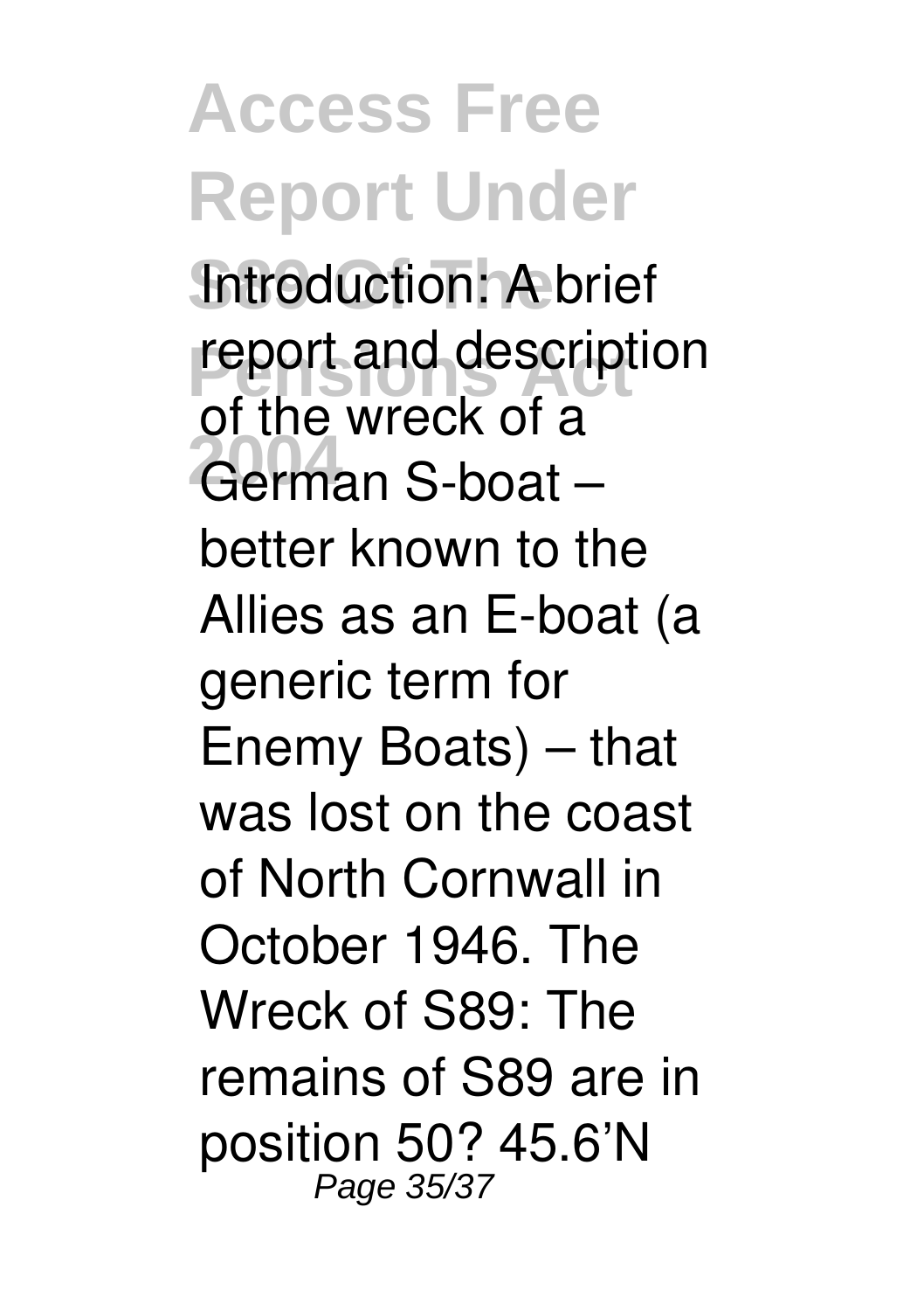Introduction: A brief report and description of the wreck of a German S-boat – better known to the Allies as an E-boat (a generic term for Enemy Boats) – that was lost on the coast of North Cornwall in October 1946. The Wreck of S89: The remains of S89 are in position 50? 45.6'N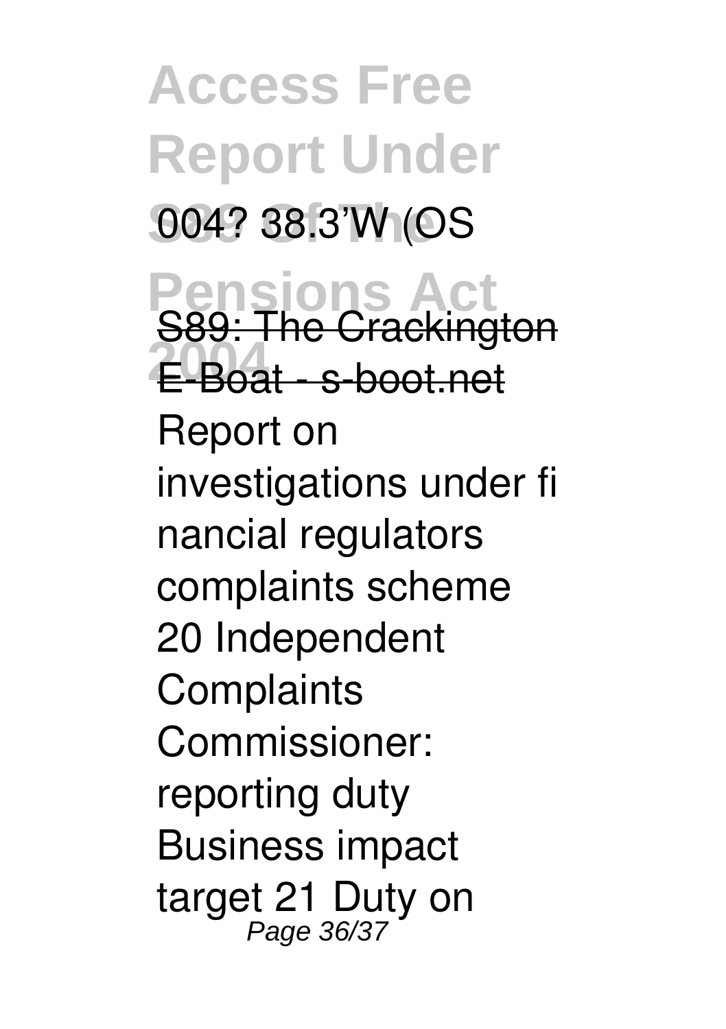004? 38.3'W (OS

S89: The Crackington E-Boat - s-boot.net

Report on investigations under fi nancial regulators complaints scheme 20 Independent Complaints Commissioner: reporting duty Business impact target 21 Duty on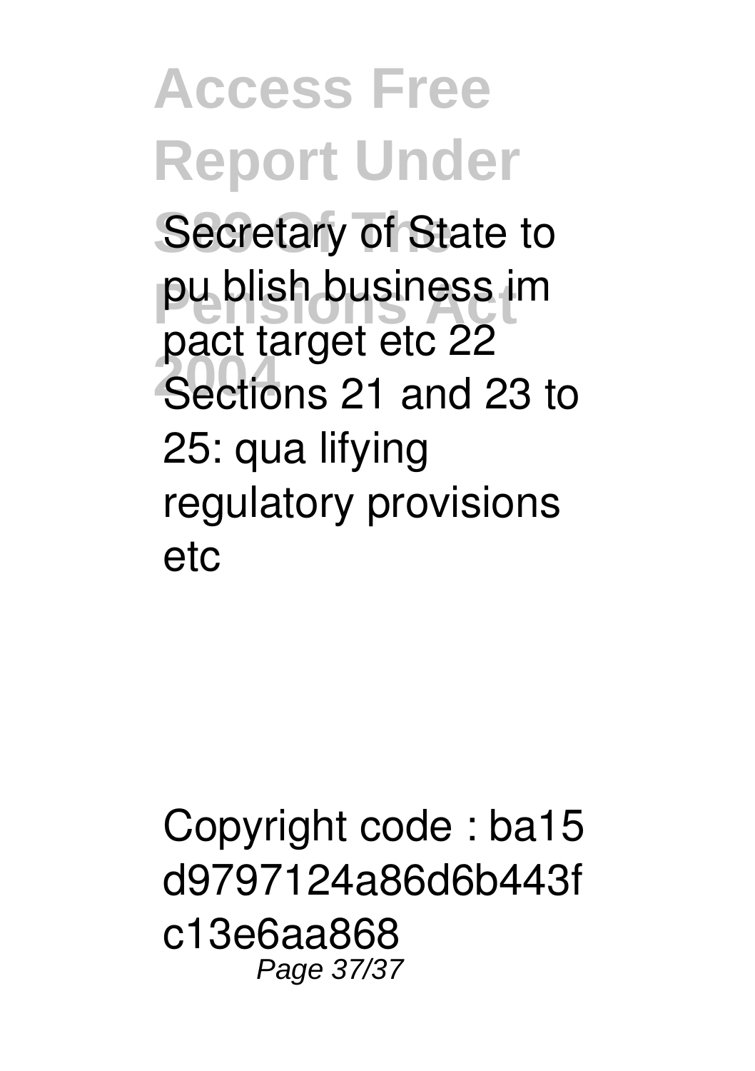Secretary of State to pu blish business im pact target etc 22 Sections 21 and 23 to 25: qua lifying regulatory provisions etc

Copyright code : ba15d9797124a86d6b443fc13e6aa868